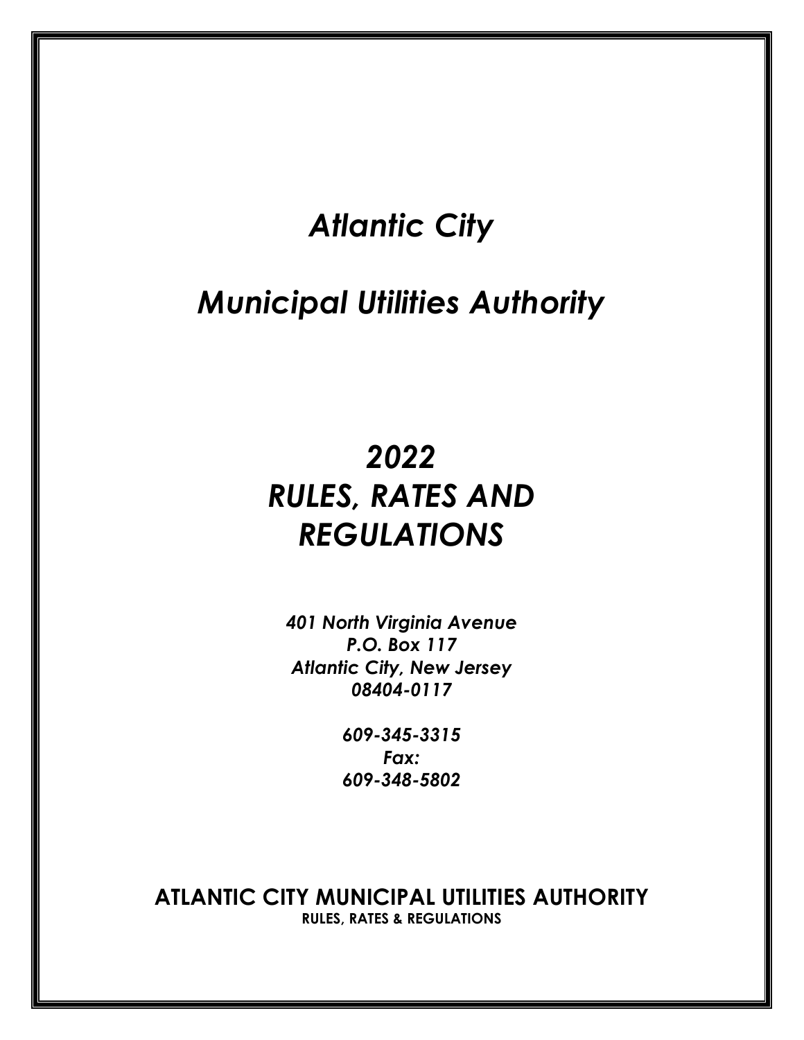# *Atlantic City*

# *Municipal Utilities Authority*

# *2022*
# *RULES, RATES AND REGULATIONS*

***401 North Virginia Avenue***
***P.O. Box 117***
***Atlantic City, New Jersey***
***08404-0117***

***609-345-3315***
***Fax:***
***609-348-5802***

**ATLANTIC CITY MUNICIPAL UTILITIES AUTHORITY**
**RULES, RATES & REGULATIONS**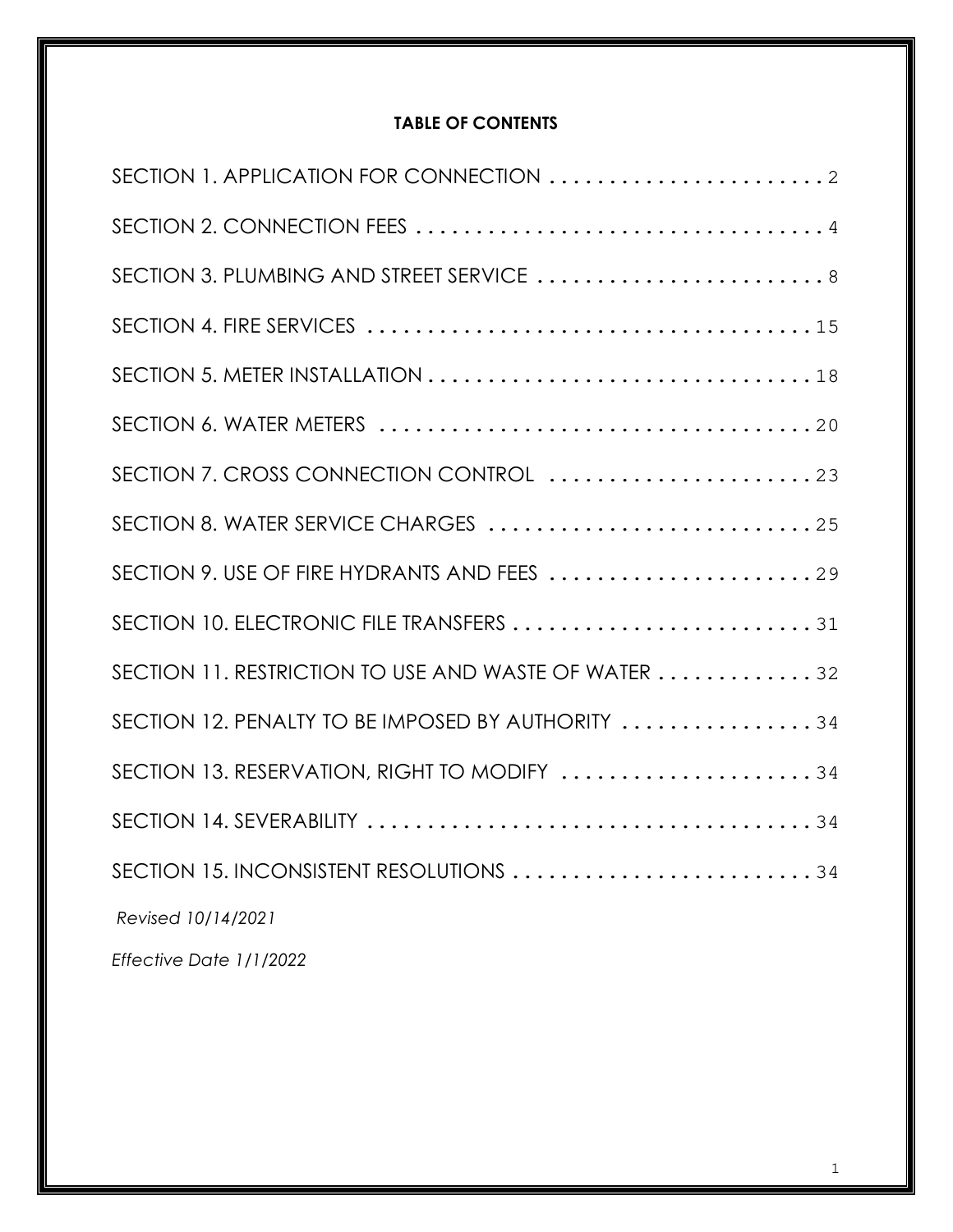**TABLE OF CONTENTS**

| Section | Page |
| --- | --- |
| SECTION 1. APPLICATION FOR CONNECTION | 2 |
| SECTION 2. CONNECTION FEES | 4 |
| SECTION 3. PLUMBING AND STREET SERVICE | 8 |
| SECTION 4. FIRE SERVICES | 15 |
| SECTION 5. METER INSTALLATION | 18 |
| SECTION 6. WATER METERS | 20 |
| SECTION 7. CROSS CONNECTION CONTROL | 23 |
| SECTION 8. WATER SERVICE CHARGES | 25 |
| SECTION 9. USE OF FIRE HYDRANTS AND FEES | 29 |
| SECTION 10. ELECTRONIC FILE TRANSFERS | 31 |
| SECTION 11. RESTRICTION TO USE AND WASTE OF WATER | 32 |
| SECTION 12. PENALTY TO BE IMPOSED BY AUTHORITY | 34 |
| SECTION 13. RESERVATION, RIGHT TO MODIFY | 34 |
| SECTION 14. SEVERABILITY | 34 |
| SECTION 15. INCONSISTENT RESOLUTIONS | 34 |

*Revised 10/14/2021*

*Effective Date 1/1/2022*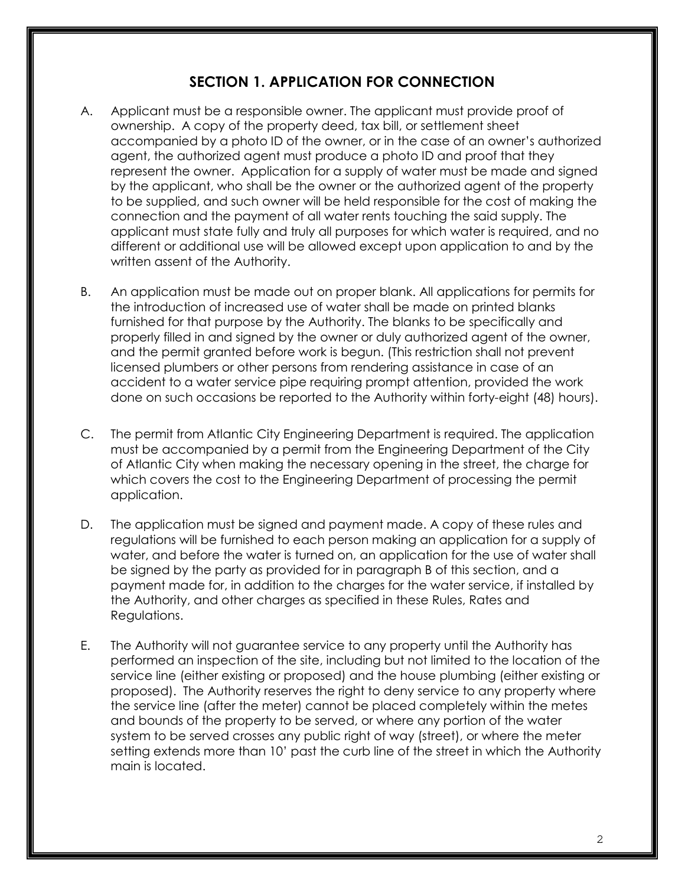## SECTION 1. APPLICATION FOR CONNECTION

A. Applicant must be a responsible owner. The applicant must provide proof of ownership. A copy of the property deed, tax bill, or settlement sheet accompanied by a photo ID of the owner, or in the case of an owner's authorized agent, the authorized agent must produce a photo ID and proof that they represent the owner. Application for a supply of water must be made and signed by the applicant, who shall be the owner or the authorized agent of the property to be supplied, and such owner will be held responsible for the cost of making the connection and the payment of all water rents touching the said supply. The applicant must state fully and truly all purposes for which water is required, and no different or additional use will be allowed except upon application to and by the written assent of the Authority.

B. An application must be made out on proper blank. All applications for permits for the introduction of increased use of water shall be made on printed blanks furnished for that purpose by the Authority. The blanks to be specifically and properly filled in and signed by the owner or duly authorized agent of the owner, and the permit granted before work is begun. (This restriction shall not prevent licensed plumbers or other persons from rendering assistance in case of an accident to a water service pipe requiring prompt attention, provided the work done on such occasions be reported to the Authority within forty-eight (48) hours).

C. The permit from Atlantic City Engineering Department is required. The application must be accompanied by a permit from the Engineering Department of the City of Atlantic City when making the necessary opening in the street, the charge for which covers the cost to the Engineering Department of processing the permit application.

D. The application must be signed and payment made. A copy of these rules and regulations will be furnished to each person making an application for a supply of water, and before the water is turned on, an application for the use of water shall be signed by the party as provided for in paragraph B of this section, and a payment made for, in addition to the charges for the water service, if installed by the Authority, and other charges as specified in these Rules, Rates and Regulations.

E. The Authority will not guarantee service to any property until the Authority has performed an inspection of the site, including but not limited to the location of the service line (either existing or proposed) and the house plumbing (either existing or proposed). The Authority reserves the right to deny service to any property where the service line (after the meter) cannot be placed completely within the metes and bounds of the property to be served, or where any portion of the water system to be served crosses any public right of way (street), or where the meter setting extends more than 10' past the curb line of the street in which the Authority main is located.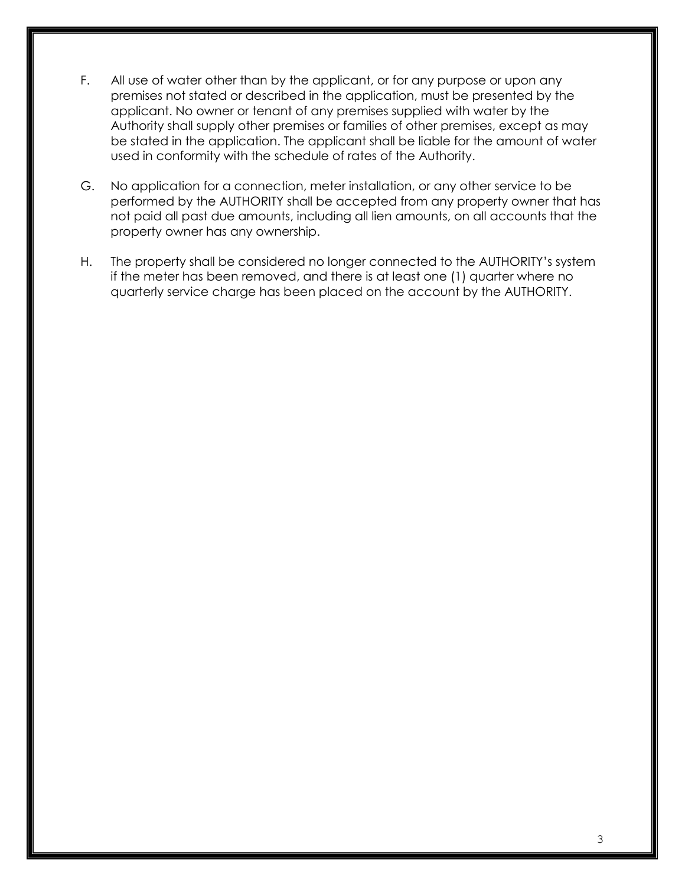F. All use of water other than by the applicant, or for any purpose or upon any premises not stated or described in the application, must be presented by the applicant. No owner or tenant of any premises supplied with water by the Authority shall supply other premises or families of other premises, except as may be stated in the application. The applicant shall be liable for the amount of water used in conformity with the schedule of rates of the Authority.

G. No application for a connection, meter installation, or any other service to be performed by the AUTHORITY shall be accepted from any property owner that has not paid all past due amounts, including all lien amounts, on all accounts that the property owner has any ownership.

H. The property shall be considered no longer connected to the AUTHORITY's system if the meter has been removed, and there is at least one (1) quarter where no quarterly service charge has been placed on the account by the AUTHORITY.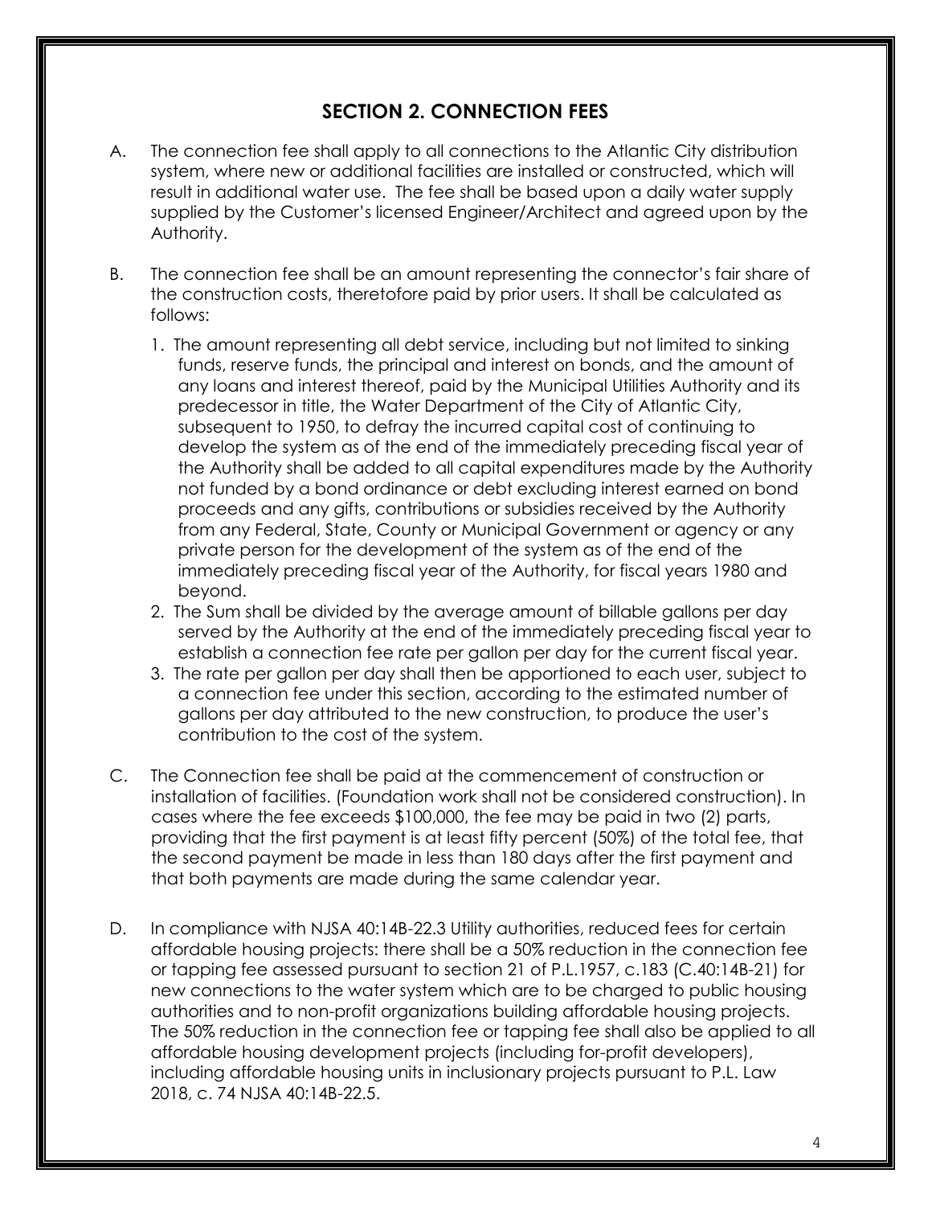## SECTION 2. CONNECTION FEES

A. The connection fee shall apply to all connections to the Atlantic City distribution system, where new or additional facilities are installed or constructed, which will result in additional water use. The fee shall be based upon a daily water supply supplied by the Customer's licensed Engineer/Architect and agreed upon by the Authority.

B. The connection fee shall be an amount representing the connector's fair share of the construction costs, theretofore paid by prior users. It shall be calculated as follows:

   1. The amount representing all debt service, including but not limited to sinking funds, reserve funds, the principal and interest on bonds, and the amount of any loans and interest thereof, paid by the Municipal Utilities Authority and its predecessor in title, the Water Department of the City of Atlantic City, subsequent to 1950, to defray the incurred capital cost of continuing to develop the system as of the end of the immediately preceding fiscal year of the Authority shall be added to all capital expenditures made by the Authority not funded by a bond ordinance or debt excluding interest earned on bond proceeds and any gifts, contributions or subsidies received by the Authority from any Federal, State, County or Municipal Government or agency or any private person for the development of the system as of the end of the immediately preceding fiscal year of the Authority, for fiscal years 1980 and beyond.
   2. The Sum shall be divided by the average amount of billable gallons per day served by the Authority at the end of the immediately preceding fiscal year to establish a connection fee rate per gallon per day for the current fiscal year.
   3. The rate per gallon per day shall then be apportioned to each user, subject to a connection fee under this section, according to the estimated number of gallons per day attributed to the new construction, to produce the user's contribution to the cost of the system.

C. The Connection fee shall be paid at the commencement of construction or installation of facilities. (Foundation work shall not be considered construction). In cases where the fee exceeds $100,000, the fee may be paid in two (2) parts, providing that the first payment is at least fifty percent (50%) of the total fee, that the second payment be made in less than 180 days after the first payment and that both payments are made during the same calendar year.

D. In compliance with NJSA 40:14B-22.3 Utility authorities, reduced fees for certain affordable housing projects: there shall be a 50% reduction in the connection fee or tapping fee assessed pursuant to section 21 of P.L.1957, c.183 (C.40:14B-21) for new connections to the water system which are to be charged to public housing authorities and to non-profit organizations building affordable housing projects. The 50% reduction in the connection fee or tapping fee shall also be applied to all affordable housing development projects (including for-profit developers), including affordable housing units in inclusionary projects pursuant to P.L. Law 2018, c. 74 NJSA 40:14B-22.5.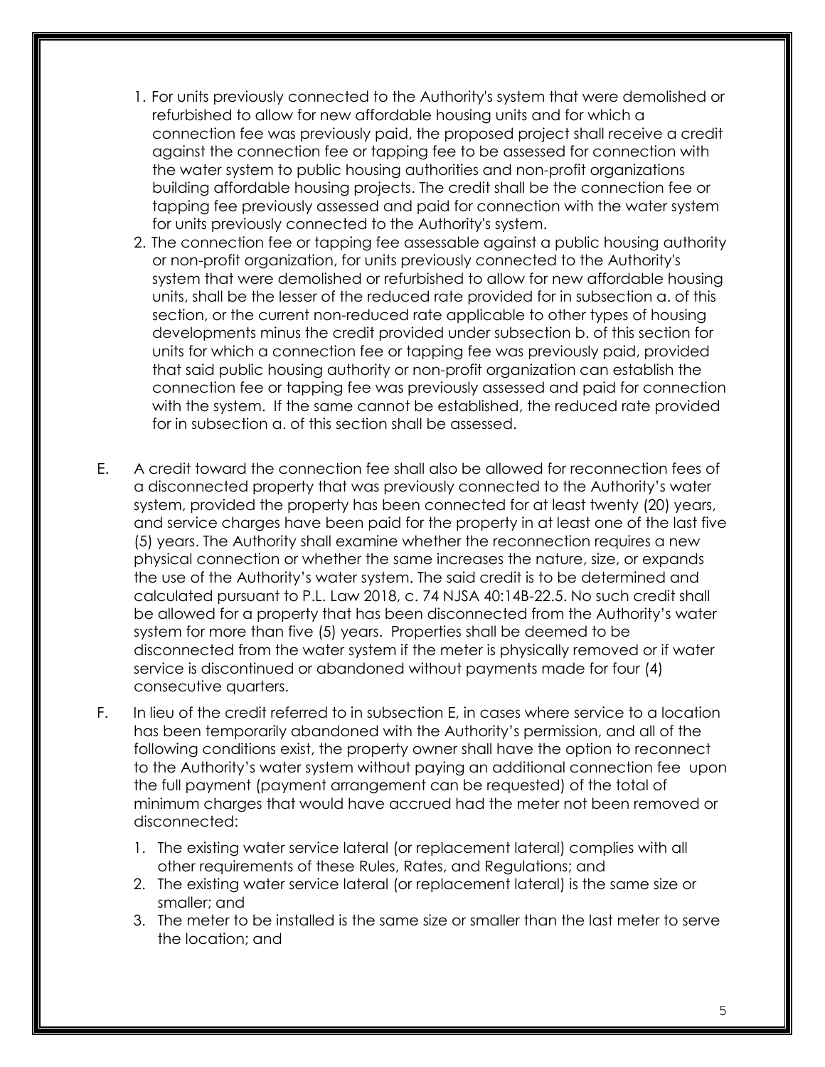1. For units previously connected to the Authority's system that were demolished or refurbished to allow for new affordable housing units and for which a connection fee was previously paid, the proposed project shall receive a credit against the connection fee or tapping fee to be assessed for connection with the water system to public housing authorities and non-profit organizations building affordable housing projects. The credit shall be the connection fee or tapping fee previously assessed and paid for connection with the water system for units previously connected to the Authority's system.
2. The connection fee or tapping fee assessable against a public housing authority or non-profit organization, for units previously connected to the Authority's system that were demolished or refurbished to allow for new affordable housing units, shall be the lesser of the reduced rate provided for in subsection a. of this section, or the current non-reduced rate applicable to other types of housing developments minus the credit provided under subsection b. of this section for units for which a connection fee or tapping fee was previously paid, provided that said public housing authority or non-profit organization can establish the connection fee or tapping fee was previously assessed and paid for connection with the system. If the same cannot be established, the reduced rate provided for in subsection a. of this section shall be assessed.

E. A credit toward the connection fee shall also be allowed for reconnection fees of a disconnected property that was previously connected to the Authority's water system, provided the property has been connected for at least twenty (20) years, and service charges have been paid for the property in at least one of the last five (5) years. The Authority shall examine whether the reconnection requires a new physical connection or whether the same increases the nature, size, or expands the use of the Authority's water system. The said credit is to be determined and calculated pursuant to P.L. Law 2018, c. 74 NJSA 40:14B-22.5. No such credit shall be allowed for a property that has been disconnected from the Authority's water system for more than five (5) years. Properties shall be deemed to be disconnected from the water system if the meter is physically removed or if water service is discontinued or abandoned without payments made for four (4) consecutive quarters.

F. In lieu of the credit referred to in subsection E, in cases where service to a location has been temporarily abandoned with the Authority's permission, and all of the following conditions exist, the property owner shall have the option to reconnect to the Authority's water system without paying an additional connection fee upon the full payment (payment arrangement can be requested) of the total of minimum charges that would have accrued had the meter not been removed or disconnected:

1. The existing water service lateral (or replacement lateral) complies with all other requirements of these Rules, Rates, and Regulations; and
2. The existing water service lateral (or replacement lateral) is the same size or smaller; and
3. The meter to be installed is the same size or smaller than the last meter to serve the location; and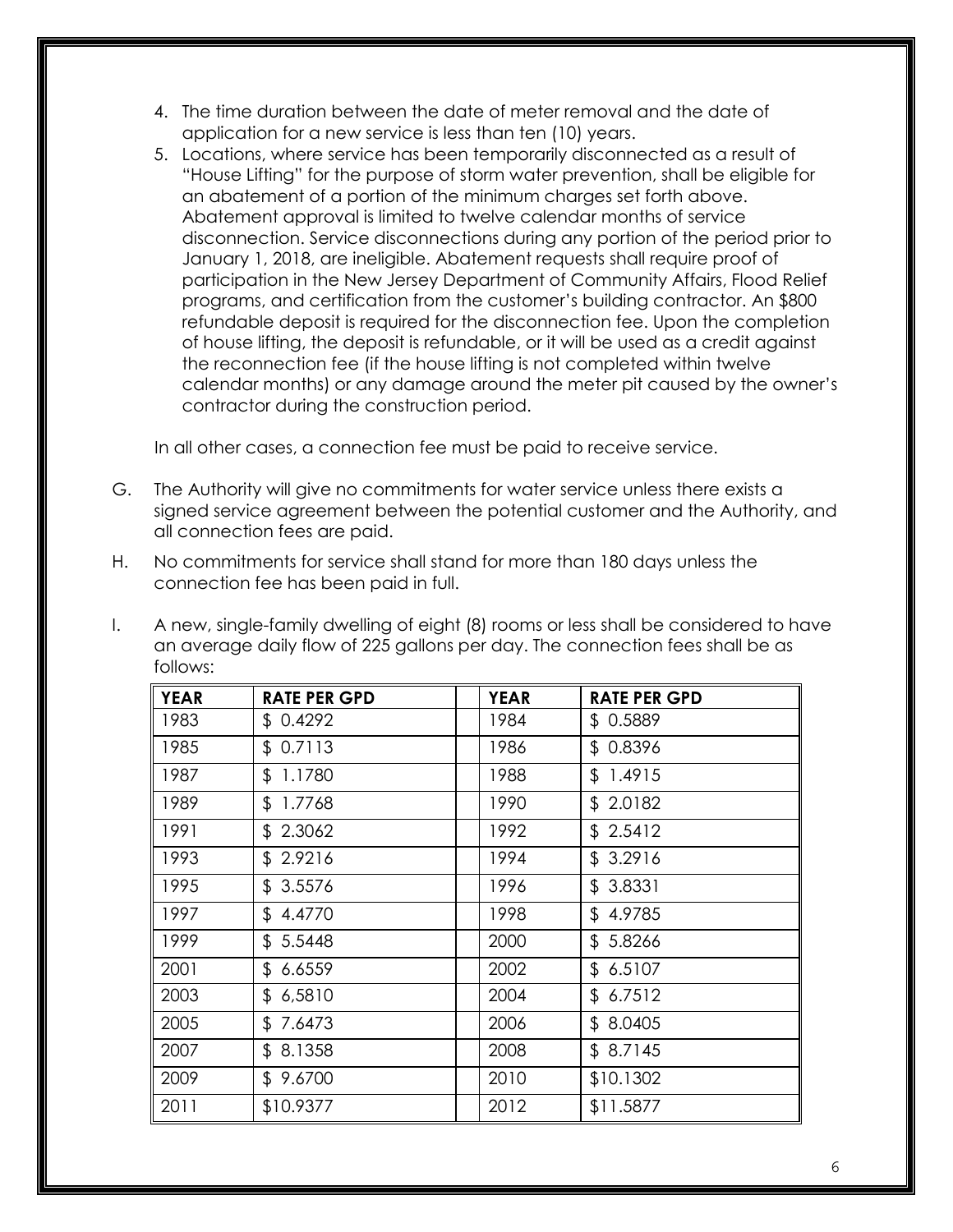4. The time duration between the date of meter removal and the date of application for a new service is less than ten (10) years.
5. Locations, where service has been temporarily disconnected as a result of "House Lifting" for the purpose of storm water prevention, shall be eligible for an abatement of a portion of the minimum charges set forth above. Abatement approval is limited to twelve calendar months of service disconnection. Service disconnections during any portion of the period prior to January 1, 2018, are ineligible. Abatement requests shall require proof of participation in the New Jersey Department of Community Affairs, Flood Relief programs, and certification from the customer's building contractor. An $800 refundable deposit is required for the disconnection fee. Upon the completion of house lifting, the deposit is refundable, or it will be used as a credit against the reconnection fee (if the house lifting is not completed within twelve calendar months) or any damage around the meter pit caused by the owner's contractor during the construction period.

In all other cases, a connection fee must be paid to receive service.

G. The Authority will give no commitments for water service unless there exists a signed service agreement between the potential customer and the Authority, and all connection fees are paid.

H. No commitments for service shall stand for more than 180 days unless the connection fee has been paid in full.

I. A new, single-family dwelling of eight (8) rooms or less shall be considered to have an average daily flow of 225 gallons per day. The connection fees shall be as follows:

| YEAR | RATE PER GPD | | YEAR | RATE PER GPD |
|---|---|---|---|---|
| 1983 | $ 0.4292 | | 1984 | $ 0.5889 |
| 1985 | $ 0.7113 | | 1986 | $ 0.8396 |
| 1987 | $ 1.1780 | | 1988 | $ 1.4915 |
| 1989 | $ 1.7768 | | 1990 | $ 2.0182 |
| 1991 | $ 2.3062 | | 1992 | $ 2.5412 |
| 1993 | $ 2.9216 | | 1994 | $ 3.2916 |
| 1995 | $ 3.5576 | | 1996 | $ 3.8331 |
| 1997 | $ 4.4770 | | 1998 | $ 4.9785 |
| 1999 | $ 5.5448 | | 2000 | $ 5.8266 |
| 2001 | $ 6.6559 | | 2002 | $ 6.5107 |
| 2003 | $ 6,5810 | | 2004 | $ 6.7512 |
| 2005 | $ 7.6473 | | 2006 | $ 8.0405 |
| 2007 | $ 8.1358 | | 2008 | $ 8.7145 |
| 2009 | $ 9.6700 | | 2010 | $10.1302 |
| 2011 | $10.9377 | | 2012 | $11.5877 |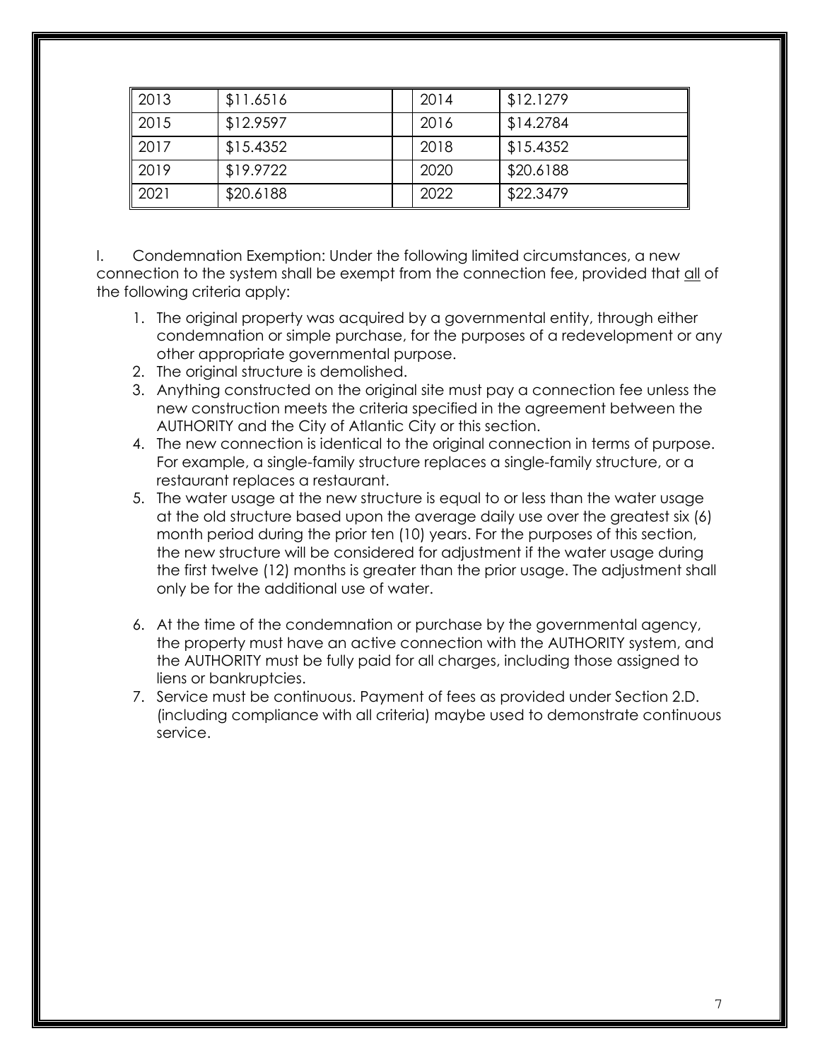| 2013 | $11.6516 | | 2014 | $12.1279 |
|---|---|---|---|---|
| 2015 | $12.9597 | | 2016 | $14.2784 |
| 2017 | $15.4352 | | 2018 | $15.4352 |
| 2019 | $19.9722 | | 2020 | $20.6188 |
| 2021 | $20.6188 | | 2022 | $22.3479 |

I. Condemnation Exemption: Under the following limited circumstances, a new connection to the system shall be exempt from the connection fee, provided that all of the following criteria apply:

1. The original property was acquired by a governmental entity, through either condemnation or simple purchase, for the purposes of a redevelopment or any other appropriate governmental purpose.
2. The original structure is demolished.
3. Anything constructed on the original site must pay a connection fee unless the new construction meets the criteria specified in the agreement between the AUTHORITY and the City of Atlantic City or this section.
4. The new connection is identical to the original connection in terms of purpose. For example, a single-family structure replaces a single-family structure, or a restaurant replaces a restaurant.
5. The water usage at the new structure is equal to or less than the water usage at the old structure based upon the average daily use over the greatest six (6) month period during the prior ten (10) years. For the purposes of this section, the new structure will be considered for adjustment if the water usage during the first twelve (12) months is greater than the prior usage. The adjustment shall only be for the additional use of water.
6. At the time of the condemnation or purchase by the governmental agency, the property must have an active connection with the AUTHORITY system, and the AUTHORITY must be fully paid for all charges, including those assigned to liens or bankruptcies.
7. Service must be continuous. Payment of fees as provided under Section 2.D. (including compliance with all criteria) maybe used to demonstrate continuous service.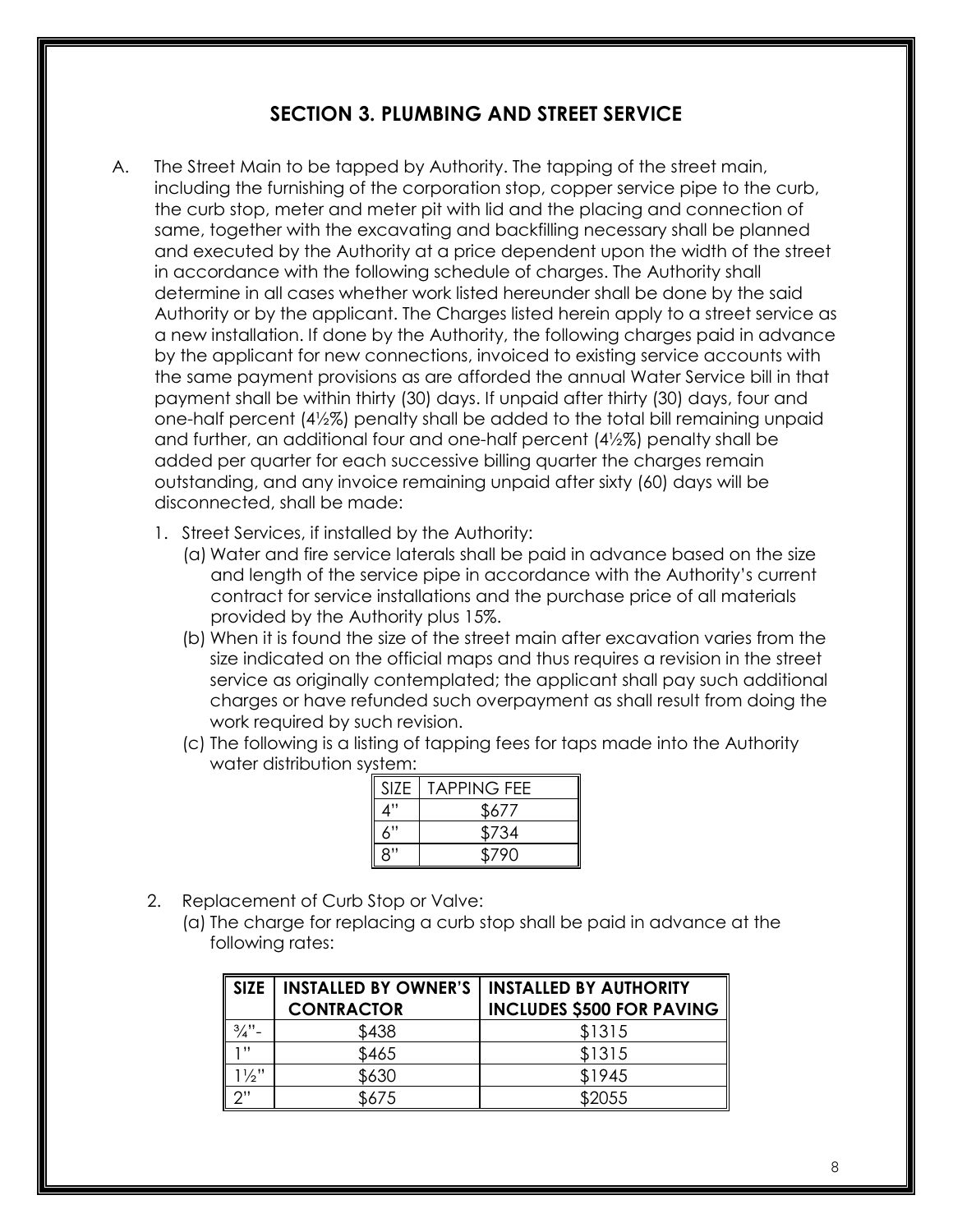## SECTION 3. PLUMBING AND STREET SERVICE

A. The Street Main to be tapped by Authority. The tapping of the street main, including the furnishing of the corporation stop, copper service pipe to the curb, the curb stop, meter and meter pit with lid and the placing and connection of same, together with the excavating and backfilling necessary shall be planned and executed by the Authority at a price dependent upon the width of the street in accordance with the following schedule of charges. The Authority shall determine in all cases whether work listed hereunder shall be done by the said Authority or by the applicant. The Charges listed herein apply to a street service as a new installation. If done by the Authority, the following charges paid in advance by the applicant for new connections, invoiced to existing service accounts with the same payment provisions as are afforded the annual Water Service bill in that payment shall be within thirty (30) days. If unpaid after thirty (30) days, four and one-half percent (4½%) penalty shall be added to the total bill remaining unpaid and further, an additional four and one-half percent (4½%) penalty shall be added per quarter for each successive billing quarter the charges remain outstanding, and any invoice remaining unpaid after sixty (60) days will be disconnected, shall be made:

1. Street Services, if installed by the Authority:
   (a) Water and fire service laterals shall be paid in advance based on the size and length of the service pipe in accordance with the Authority's current contract for service installations and the purchase price of all materials provided by the Authority plus 15%.
   (b) When it is found the size of the street main after excavation varies from the size indicated on the official maps and thus requires a revision in the street service as originally contemplated; the applicant shall pay such additional charges or have refunded such overpayment as shall result from doing the work required by such revision.
   (c) The following is a listing of tapping fees for taps made into the Authority water distribution system:

| SIZE | TAPPING FEE |
|---|---|
| 4" | $677 |
| 6" | $734 |
| 8" | $790 |

2. Replacement of Curb Stop or Valve:
   (a) The charge for replacing a curb stop shall be paid in advance at the following rates:

| SIZE | INSTALLED BY OWNER'S CONTRACTOR | INSTALLED BY AUTHORITY INCLUDES $500 FOR PAVING |
|---|---|---|
| ¾"- | $438 | $1315 |
| 1" | $465 | $1315 |
| 1½" | $630 | $1945 |
| 2" | $675 | $2055 |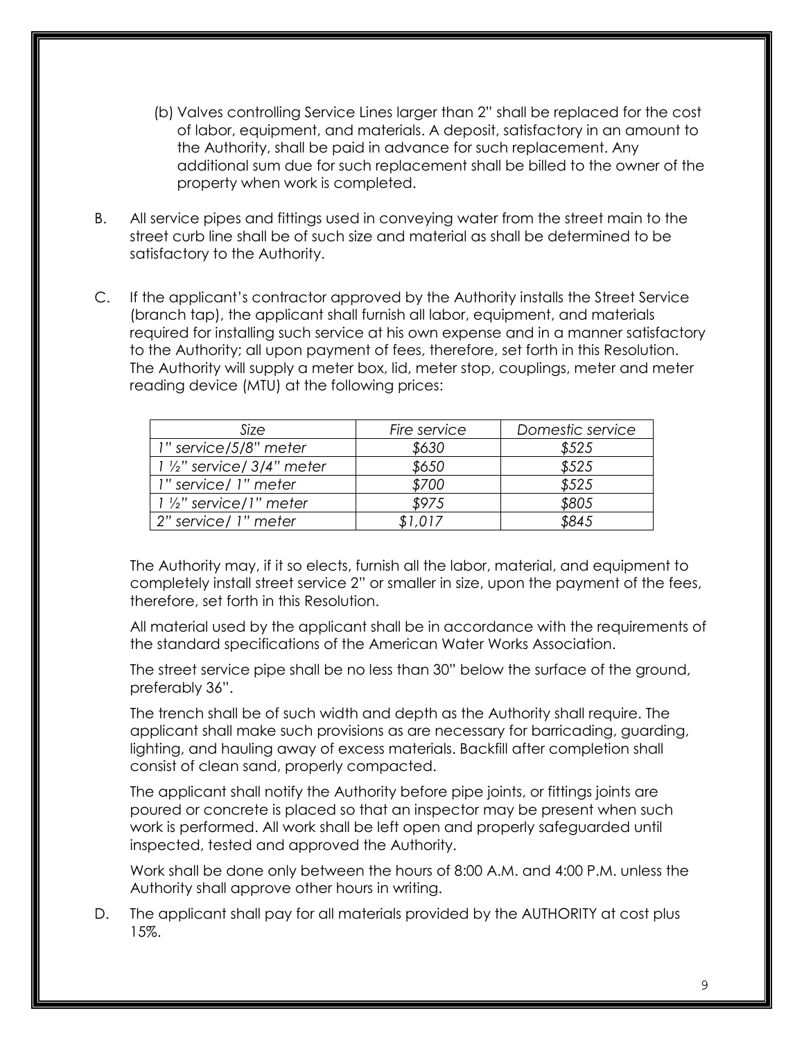(b) Valves controlling Service Lines larger than 2" shall be replaced for the cost of labor, equipment, and materials. A deposit, satisfactory in an amount to the Authority, shall be paid in advance for such replacement. Any additional sum due for such replacement shall be billed to the owner of the property when work is completed.

B. All service pipes and fittings used in conveying water from the street main to the street curb line shall be of such size and material as shall be determined to be satisfactory to the Authority.

C. If the applicant's contractor approved by the Authority installs the Street Service (branch tap), the applicant shall furnish all labor, equipment, and materials required for installing such service at his own expense and in a manner satisfactory to the Authority; all upon payment of fees, therefore, set forth in this Resolution. The Authority will supply a meter box, lid, meter stop, couplings, meter and meter reading device (MTU) at the following prices:

| *Size* | *Fire service* | *Domestic service* |
|---|---|---|
| *1" service/5/8" meter* | *$630* | *$525* |
| *1 ½" service/ 3/4" meter* | *$650* | *$525* |
| *1" service/ 1" meter* | *$700* | *$525* |
| *1 ½" service/1" meter* | *$975* | *$805* |
| *2" service/ 1" meter* | *$1,017* | *$845* |

The Authority may, if it so elects, furnish all the labor, material, and equipment to completely install street service 2" or smaller in size, upon the payment of the fees, therefore, set forth in this Resolution.

All material used by the applicant shall be in accordance with the requirements of the standard specifications of the American Water Works Association.

The street service pipe shall be no less than 30" below the surface of the ground, preferably 36".

The trench shall be of such width and depth as the Authority shall require. The applicant shall make such provisions as are necessary for barricading, guarding, lighting, and hauling away of excess materials. Backfill after completion shall consist of clean sand, properly compacted.

The applicant shall notify the Authority before pipe joints, or fittings joints are poured or concrete is placed so that an inspector may be present when such work is performed. All work shall be left open and properly safeguarded until inspected, tested and approved the Authority.

Work shall be done only between the hours of 8:00 A.M. and 4:00 P.M. unless the Authority shall approve other hours in writing.

D. The applicant shall pay for all materials provided by the AUTHORITY at cost plus 15%.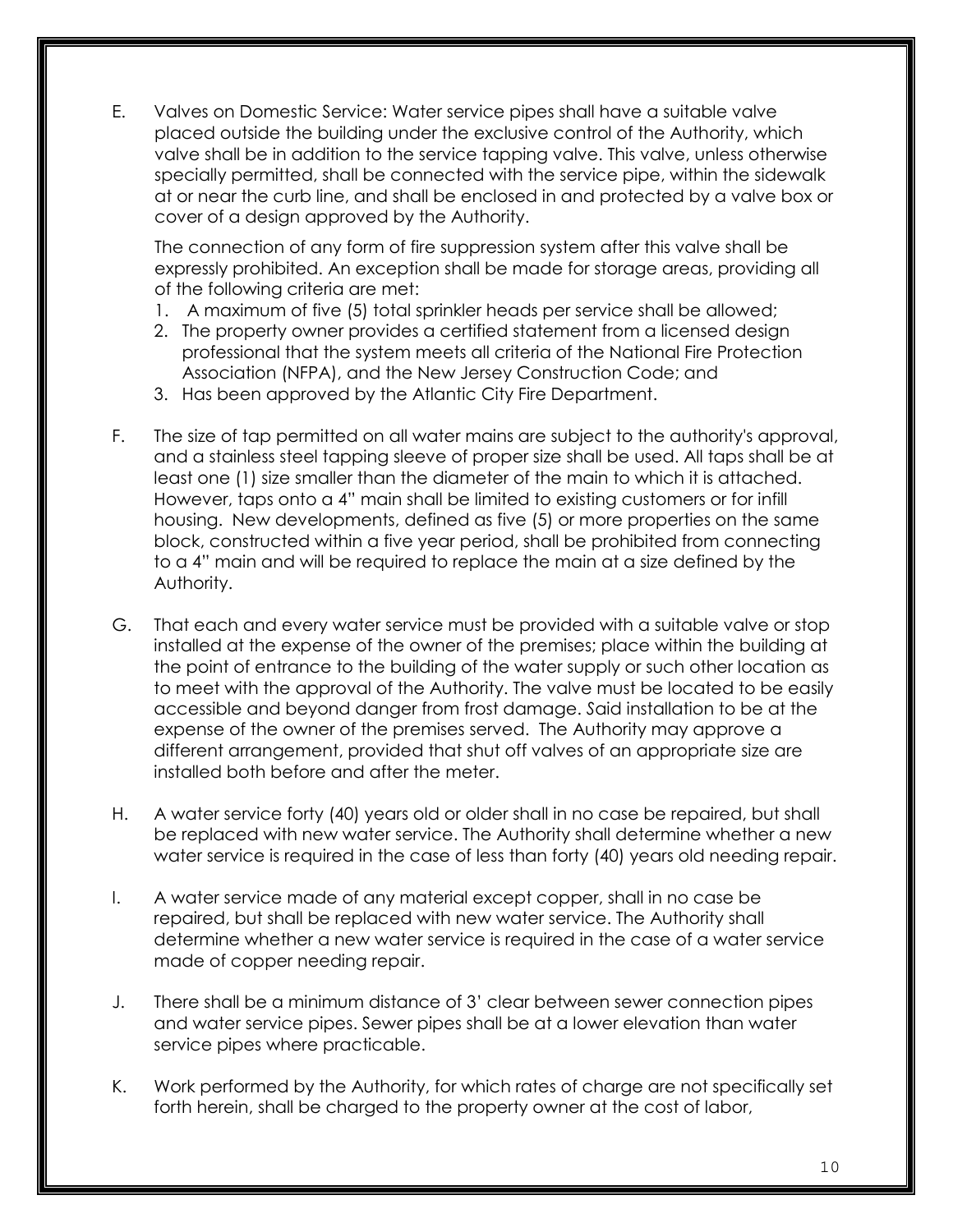E. Valves on Domestic Service: Water service pipes shall have a suitable valve placed outside the building under the exclusive control of the Authority, which valve shall be in addition to the service tapping valve. This valve, unless otherwise specially permitted, shall be connected with the service pipe, within the sidewalk at or near the curb line, and shall be enclosed in and protected by a valve box or cover of a design approved by the Authority.

   The connection of any form of fire suppression system after this valve shall be expressly prohibited. An exception shall be made for storage areas, providing all of the following criteria are met:

   1. A maximum of five (5) total sprinkler heads per service shall be allowed;
   2. The property owner provides a certified statement from a licensed design professional that the system meets all criteria of the National Fire Protection Association (NFPA), and the New Jersey Construction Code; and
   3. Has been approved by the Atlantic City Fire Department.

F. The size of tap permitted on all water mains are subject to the authority's approval, and a stainless steel tapping sleeve of proper size shall be used. All taps shall be at least one (1) size smaller than the diameter of the main to which it is attached. However, taps onto a 4" main shall be limited to existing customers or for infill housing. New developments, defined as five (5) or more properties on the same block, constructed within a five year period, shall be prohibited from connecting to a 4" main and will be required to replace the main at a size defined by the Authority.

G. That each and every water service must be provided with a suitable valve or stop installed at the expense of the owner of the premises; place within the building at the point of entrance to the building of the water supply or such other location as to meet with the approval of the Authority. The valve must be located to be easily accessible and beyond danger from frost damage. Said installation to be at the expense of the owner of the premises served. The Authority may approve a different arrangement, provided that shut off valves of an appropriate size are installed both before and after the meter.

H. A water service forty (40) years old or older shall in no case be repaired, but shall be replaced with new water service. The Authority shall determine whether a new water service is required in the case of less than forty (40) years old needing repair.

I. A water service made of any material except copper, shall in no case be repaired, but shall be replaced with new water service. The Authority shall determine whether a new water service is required in the case of a water service made of copper needing repair.

J. There shall be a minimum distance of 3' clear between sewer connection pipes and water service pipes. Sewer pipes shall be at a lower elevation than water service pipes where practicable.

K. Work performed by the Authority, for which rates of charge are not specifically set forth herein, shall be charged to the property owner at the cost of labor,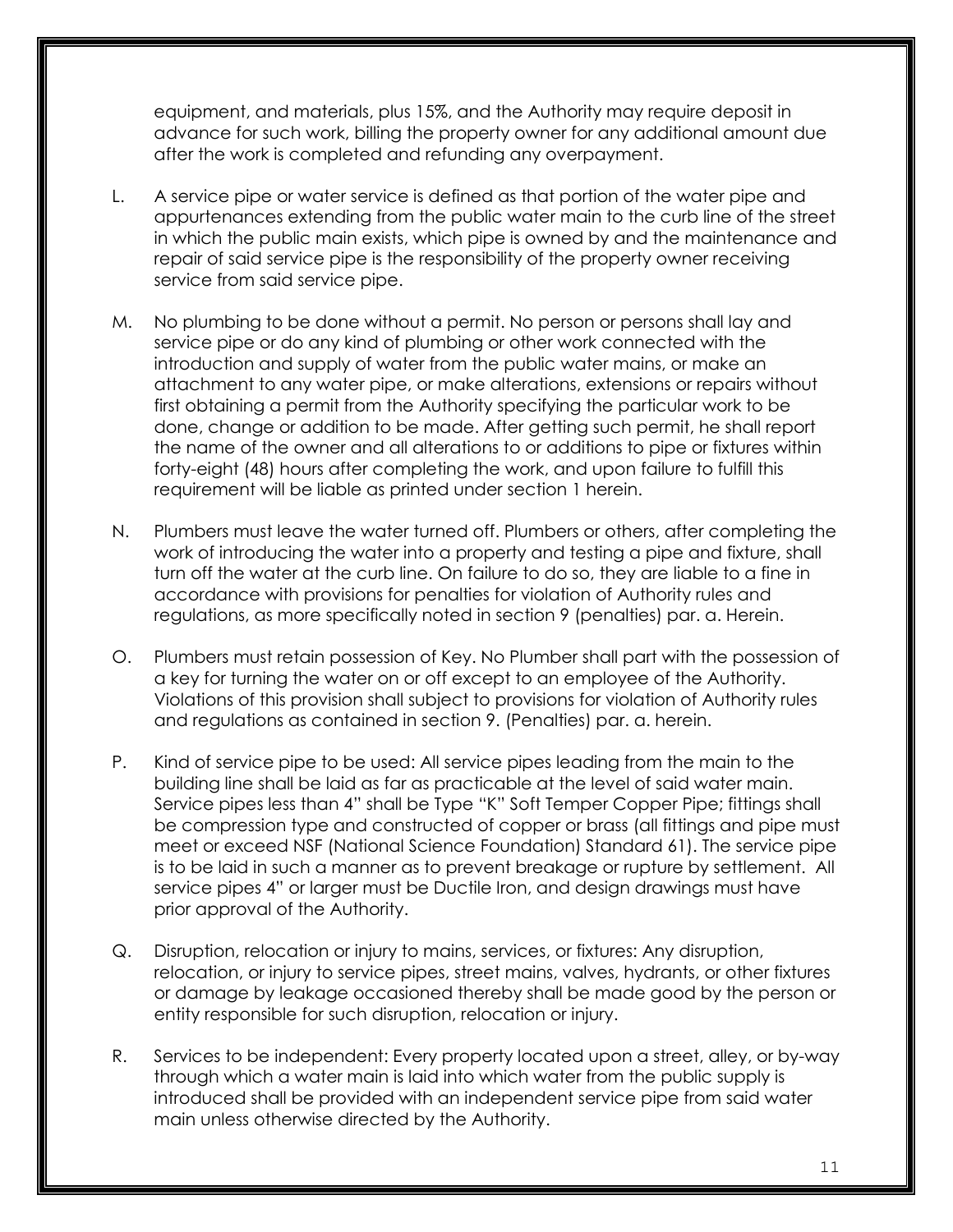equipment, and materials, plus 15%, and the Authority may require deposit in advance for such work, billing the property owner for any additional amount due after the work is completed and refunding any overpayment.

L. A service pipe or water service is defined as that portion of the water pipe and appurtenances extending from the public water main to the curb line of the street in which the public main exists, which pipe is owned by and the maintenance and repair of said service pipe is the responsibility of the property owner receiving service from said service pipe.

M. No plumbing to be done without a permit. No person or persons shall lay and service pipe or do any kind of plumbing or other work connected with the introduction and supply of water from the public water mains, or make an attachment to any water pipe, or make alterations, extensions or repairs without first obtaining a permit from the Authority specifying the particular work to be done, change or addition to be made. After getting such permit, he shall report the name of the owner and all alterations to or additions to pipe or fixtures within forty-eight (48) hours after completing the work, and upon failure to fulfill this requirement will be liable as printed under section 1 herein.

N. Plumbers must leave the water turned off. Plumbers or others, after completing the work of introducing the water into a property and testing a pipe and fixture, shall turn off the water at the curb line. On failure to do so, they are liable to a fine in accordance with provisions for penalties for violation of Authority rules and regulations, as more specifically noted in section 9 (penalties) par. a. Herein.

O. Plumbers must retain possession of Key. No Plumber shall part with the possession of a key for turning the water on or off except to an employee of the Authority. Violations of this provision shall subject to provisions for violation of Authority rules and regulations as contained in section 9. (Penalties) par. a. herein.

P. Kind of service pipe to be used: All service pipes leading from the main to the building line shall be laid as far as practicable at the level of said water main. Service pipes less than 4" shall be Type "K" Soft Temper Copper Pipe; fittings shall be compression type and constructed of copper or brass (all fittings and pipe must meet or exceed NSF (National Science Foundation) Standard 61). The service pipe is to be laid in such a manner as to prevent breakage or rupture by settlement. All service pipes 4" or larger must be Ductile Iron, and design drawings must have prior approval of the Authority.

Q. Disruption, relocation or injury to mains, services, or fixtures: Any disruption, relocation, or injury to service pipes, street mains, valves, hydrants, or other fixtures or damage by leakage occasioned thereby shall be made good by the person or entity responsible for such disruption, relocation or injury.

R. Services to be independent: Every property located upon a street, alley, or by-way through which a water main is laid into which water from the public supply is introduced shall be provided with an independent service pipe from said water main unless otherwise directed by the Authority.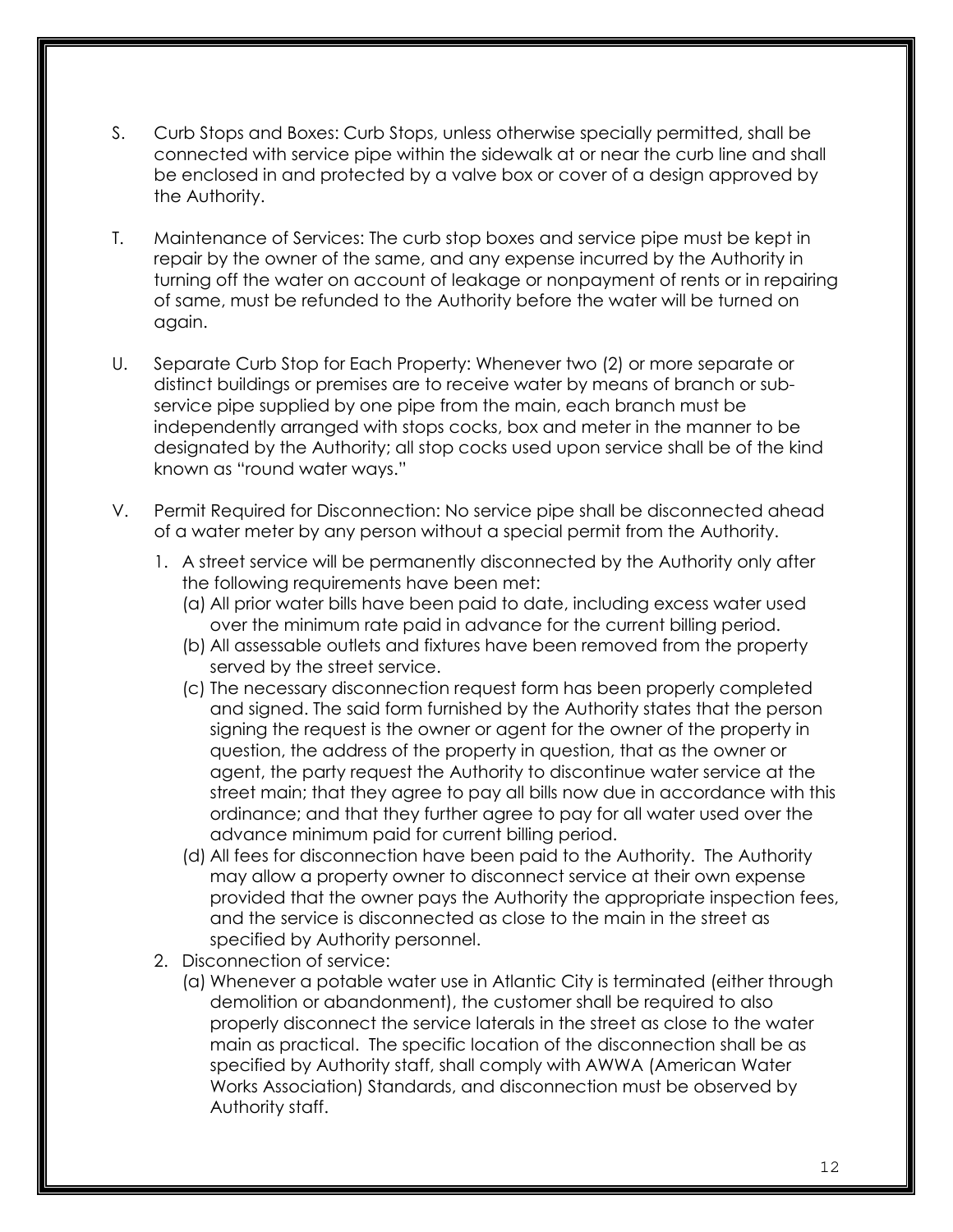S. Curb Stops and Boxes: Curb Stops, unless otherwise specially permitted, shall be connected with service pipe within the sidewalk at or near the curb line and shall be enclosed in and protected by a valve box or cover of a design approved by the Authority.

T. Maintenance of Services: The curb stop boxes and service pipe must be kept in repair by the owner of the same, and any expense incurred by the Authority in turning off the water on account of leakage or nonpayment of rents or in repairing of same, must be refunded to the Authority before the water will be turned on again.

U. Separate Curb Stop for Each Property: Whenever two (2) or more separate or distinct buildings or premises are to receive water by means of branch or sub-service pipe supplied by one pipe from the main, each branch must be independently arranged with stops cocks, box and meter in the manner to be designated by the Authority; all stop cocks used upon service shall be of the kind known as "round water ways."

V. Permit Required for Disconnection: No service pipe shall be disconnected ahead of a water meter by any person without a special permit from the Authority.

1. A street service will be permanently disconnected by the Authority only after the following requirements have been met:
   (a) All prior water bills have been paid to date, including excess water used over the minimum rate paid in advance for the current billing period.
   (b) All assessable outlets and fixtures have been removed from the property served by the street service.
   (c) The necessary disconnection request form has been properly completed and signed. The said form furnished by the Authority states that the person signing the request is the owner or agent for the owner of the property in question, the address of the property in question, that as the owner or agent, the party request the Authority to discontinue water service at the street main; that they agree to pay all bills now due in accordance with this ordinance; and that they further agree to pay for all water used over the advance minimum paid for current billing period.
   (d) All fees for disconnection have been paid to the Authority. The Authority may allow a property owner to disconnect service at their own expense provided that the owner pays the Authority the appropriate inspection fees, and the service is disconnected as close to the main in the street as specified by Authority personnel.
2. Disconnection of service:
   (a) Whenever a potable water use in Atlantic City is terminated (either through demolition or abandonment), the customer shall be required to also properly disconnect the service laterals in the street as close to the water main as practical. The specific location of the disconnection shall be as specified by Authority staff, shall comply with AWWA (American Water Works Association) Standards, and disconnection must be observed by Authority staff.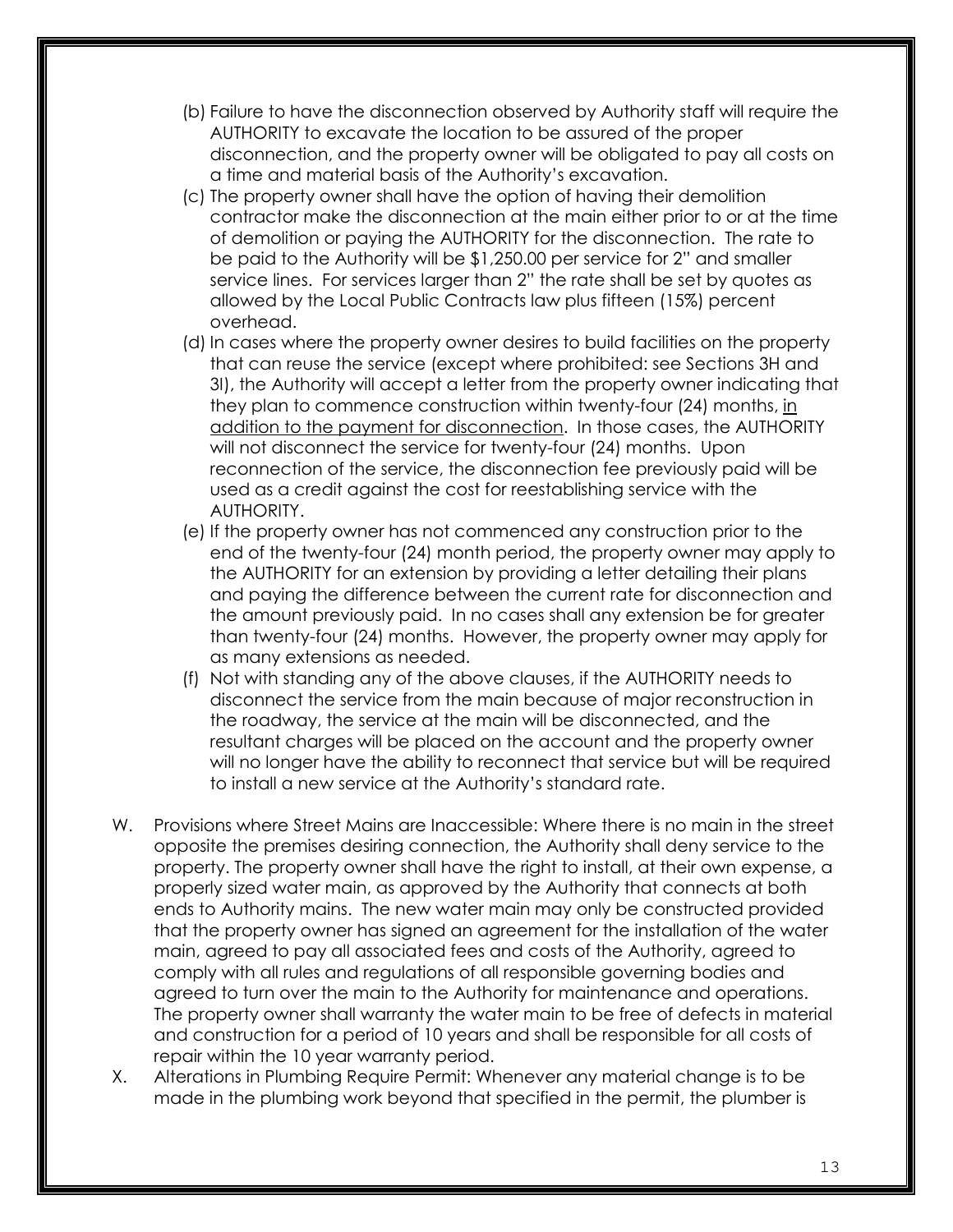(b) Failure to have the disconnection observed by Authority staff will require the AUTHORITY to excavate the location to be assured of the proper disconnection, and the property owner will be obligated to pay all costs on a time and material basis of the Authority's excavation.

(c) The property owner shall have the option of having their demolition contractor make the disconnection at the main either prior to or at the time of demolition or paying the AUTHORITY for the disconnection. The rate to be paid to the Authority will be $1,250.00 per service for 2" and smaller service lines. For services larger than 2" the rate shall be set by quotes as allowed by the Local Public Contracts law plus fifteen (15%) percent overhead.

(d) In cases where the property owner desires to build facilities on the property that can reuse the service (except where prohibited: see Sections 3H and 3I), the Authority will accept a letter from the property owner indicating that they plan to commence construction within twenty-four (24) months, <u>in addition to the payment for disconnection</u>. In those cases, the AUTHORITY will not disconnect the service for twenty-four (24) months. Upon reconnection of the service, the disconnection fee previously paid will be used as a credit against the cost for reestablishing service with the AUTHORITY.

(e) If the property owner has not commenced any construction prior to the end of the twenty-four (24) month period, the property owner may apply to the AUTHORITY for an extension by providing a letter detailing their plans and paying the difference between the current rate for disconnection and the amount previously paid. In no cases shall any extension be for greater than twenty-four (24) months. However, the property owner may apply for as many extensions as needed.

(f) Not with standing any of the above clauses, if the AUTHORITY needs to disconnect the service from the main because of major reconstruction in the roadway, the service at the main will be disconnected, and the resultant charges will be placed on the account and the property owner will no longer have the ability to reconnect that service but will be required to install a new service at the Authority's standard rate.

W. Provisions where Street Mains are Inaccessible: Where there is no main in the street opposite the premises desiring connection, the Authority shall deny service to the property. The property owner shall have the right to install, at their own expense, a properly sized water main, as approved by the Authority that connects at both ends to Authority mains. The new water main may only be constructed provided that the property owner has signed an agreement for the installation of the water main, agreed to pay all associated fees and costs of the Authority, agreed to comply with all rules and regulations of all responsible governing bodies and agreed to turn over the main to the Authority for maintenance and operations. The property owner shall warranty the water main to be free of defects in material and construction for a period of 10 years and shall be responsible for all costs of repair within the 10 year warranty period.

X. Alterations in Plumbing Require Permit: Whenever any material change is to be made in the plumbing work beyond that specified in the permit, the plumber is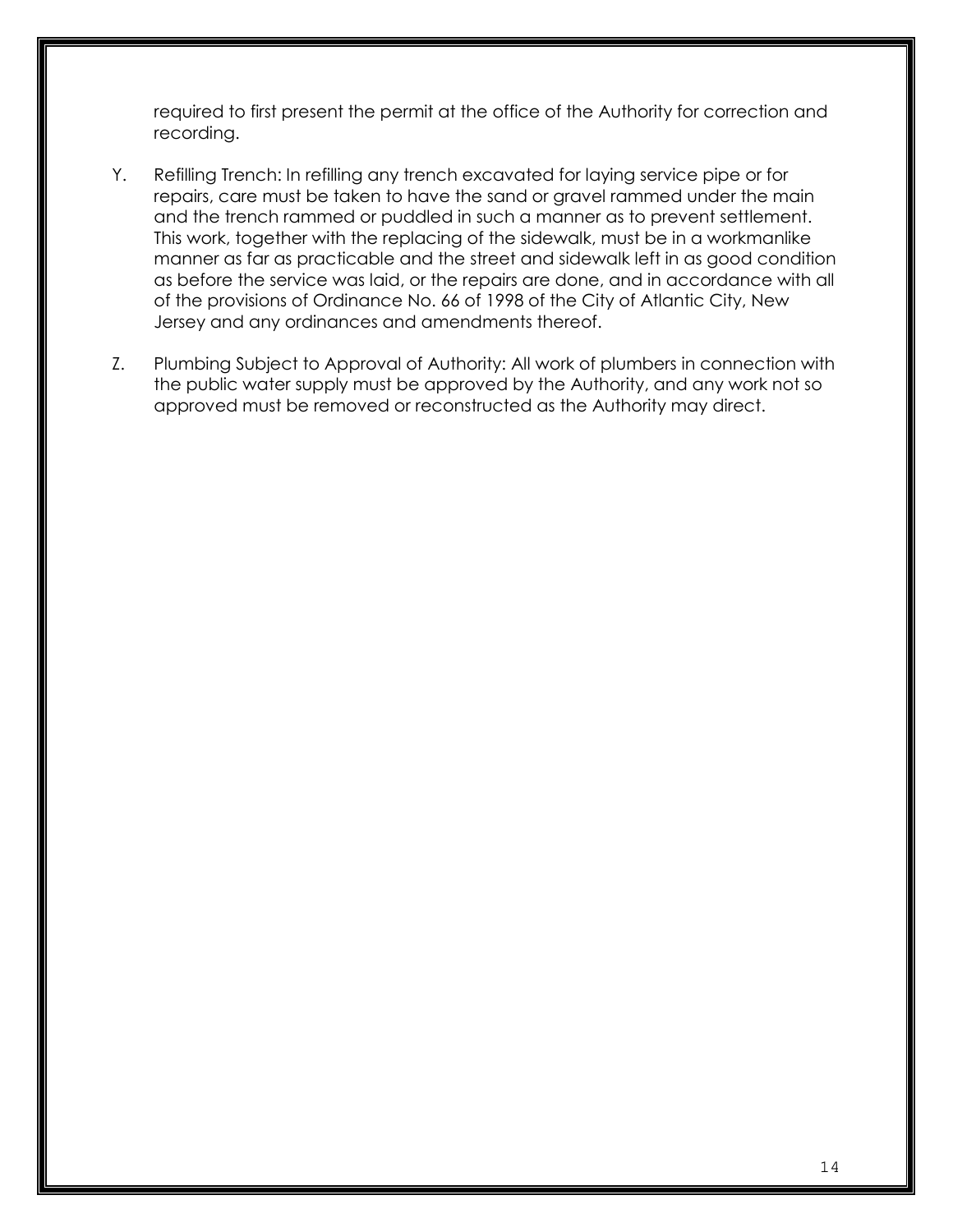required to first present the permit at the office of the Authority for correction and recording.

Y. Refilling Trench: In refilling any trench excavated for laying service pipe or for repairs, care must be taken to have the sand or gravel rammed under the main and the trench rammed or puddled in such a manner as to prevent settlement. This work, together with the replacing of the sidewalk, must be in a workmanlike manner as far as practicable and the street and sidewalk left in as good condition as before the service was laid, or the repairs are done, and in accordance with all of the provisions of Ordinance No. 66 of 1998 of the City of Atlantic City, New Jersey and any ordinances and amendments thereof.

Z. Plumbing Subject to Approval of Authority: All work of plumbers in connection with the public water supply must be approved by the Authority, and any work not so approved must be removed or reconstructed as the Authority may direct.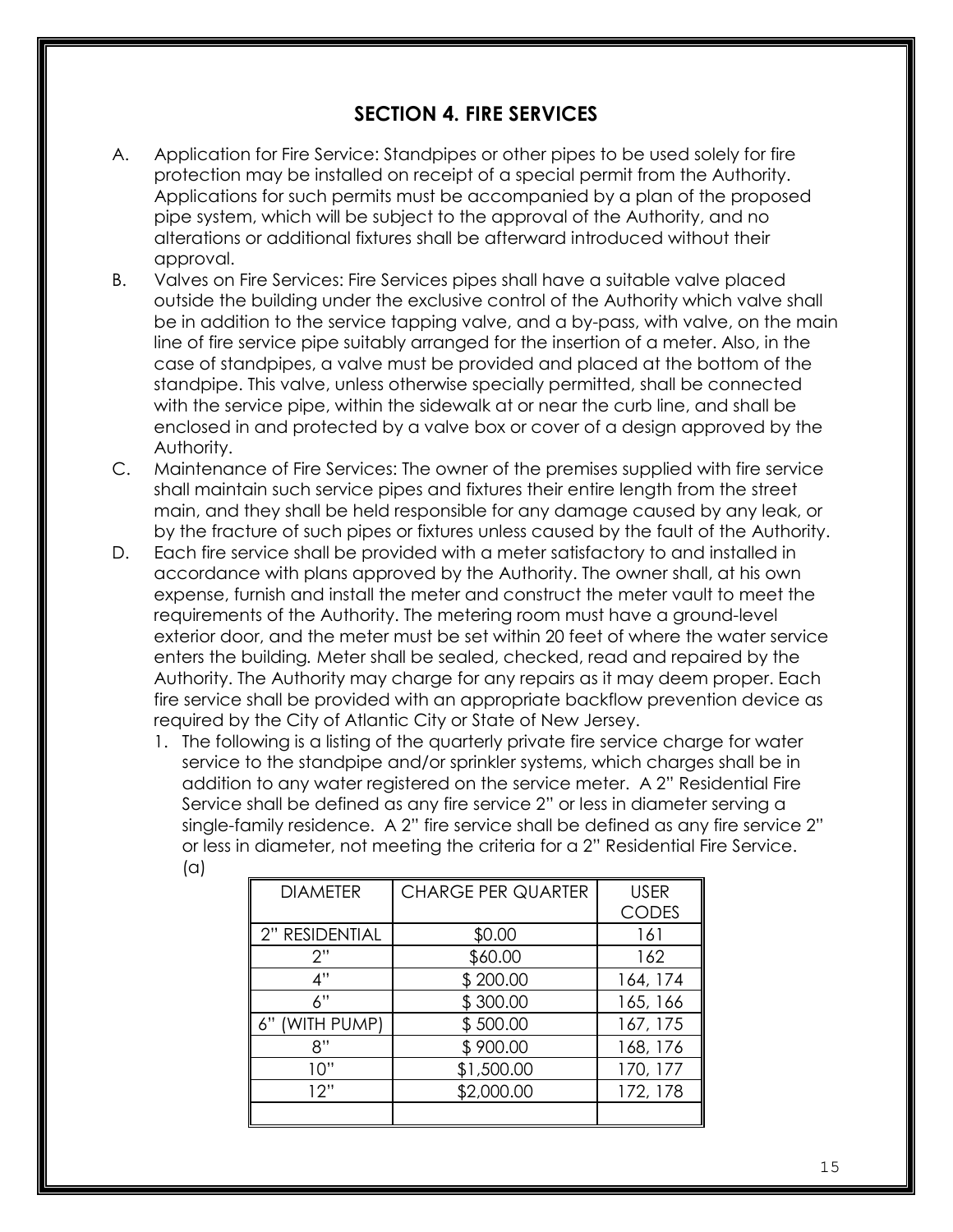## SECTION 4. FIRE SERVICES

A. Application for Fire Service: Standpipes or other pipes to be used solely for fire protection may be installed on receipt of a special permit from the Authority. Applications for such permits must be accompanied by a plan of the proposed pipe system, which will be subject to the approval of the Authority, and no alterations or additional fixtures shall be afterward introduced without their approval.

B. Valves on Fire Services: Fire Services pipes shall have a suitable valve placed outside the building under the exclusive control of the Authority which valve shall be in addition to the service tapping valve, and a by-pass, with valve, on the main line of fire service pipe suitably arranged for the insertion of a meter. Also, in the case of standpipes, a valve must be provided and placed at the bottom of the standpipe. This valve, unless otherwise specially permitted, shall be connected with the service pipe, within the sidewalk at or near the curb line, and shall be enclosed in and protected by a valve box or cover of a design approved by the Authority.

C. Maintenance of Fire Services: The owner of the premises supplied with fire service shall maintain such service pipes and fixtures their entire length from the street main, and they shall be held responsible for any damage caused by any leak, or by the fracture of such pipes or fixtures unless caused by the fault of the Authority.

D. Each fire service shall be provided with a meter satisfactory to and installed in accordance with plans approved by the Authority. The owner shall, at his own expense, furnish and install the meter and construct the meter vault to meet the requirements of the Authority. The metering room must have a ground-level exterior door, and the meter must be set within 20 feet of where the water service enters the building. Meter shall be sealed, checked, read and repaired by the Authority. The Authority may charge for any repairs as it may deem proper. Each fire service shall be provided with an appropriate backflow prevention device as required by the City of Atlantic City or State of New Jersey.

   1. The following is a listing of the quarterly private fire service charge for water service to the standpipe and/or sprinkler systems, which charges shall be in addition to any water registered on the service meter. A 2" Residential Fire Service shall be defined as any fire service 2" or less in diameter serving a single-family residence. A 2" fire service shall be defined as any fire service 2" or less in diameter, not meeting the criteria for a 2" Residential Fire Service.
   (a)

| DIAMETER | CHARGE PER QUARTER | USER CODES |
|---|---|---|
| 2" RESIDENTIAL | $0.00 | 161 |
| 2" | $60.00 | 162 |
| 4" | $ 200.00 | 164, 174 |
| 6" | $ 300.00 | 165, 166 |
| 6" (WITH PUMP) | $ 500.00 | 167, 175 |
| 8" | $ 900.00 | 168, 176 |
| 10" | $1,500.00 | 170, 177 |
| 12" | $2,000.00 | 172, 178 |
| | | |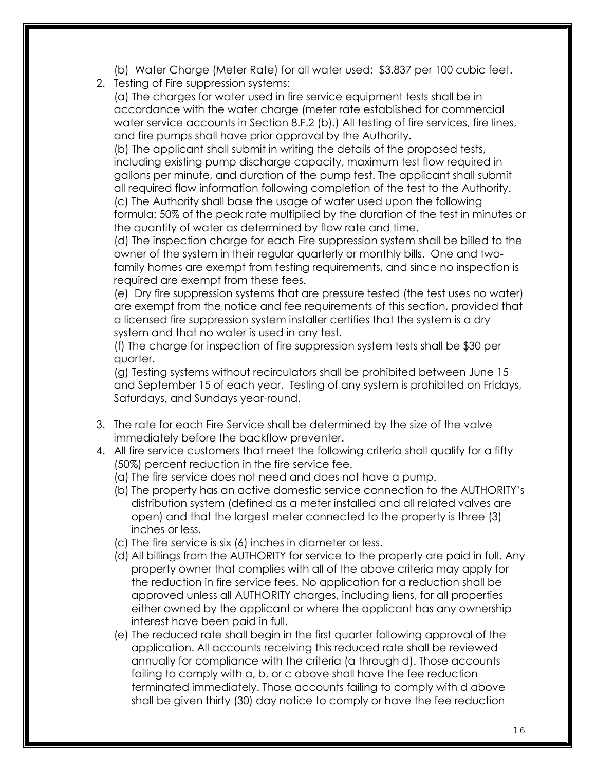(b) Water Charge (Meter Rate) for all water used: $3.837 per 100 cubic feet.

2. Testing of Fire suppression systems:

   (a) The charges for water used in fire service equipment tests shall be in accordance with the water charge (meter rate established for commercial water service accounts in Section 8.F.2 (b).) All testing of fire services, fire lines, and fire pumps shall have prior approval by the Authority.

   (b) The applicant shall submit in writing the details of the proposed tests, including existing pump discharge capacity, maximum test flow required in gallons per minute, and duration of the pump test. The applicant shall submit all required flow information following completion of the test to the Authority.

   (c) The Authority shall base the usage of water used upon the following formula: 50% of the peak rate multiplied by the duration of the test in minutes or the quantity of water as determined by flow rate and time.

   (d) The inspection charge for each Fire suppression system shall be billed to the owner of the system in their regular quarterly or monthly bills. One and two-family homes are exempt from testing requirements, and since no inspection is required are exempt from these fees.

   (e) Dry fire suppression systems that are pressure tested (the test uses no water) are exempt from the notice and fee requirements of this section, provided that a licensed fire suppression system installer certifies that the system is a dry system and that no water is used in any test.

   (f) The charge for inspection of fire suppression system tests shall be $30 per quarter.

   (g) Testing systems without recirculators shall be prohibited between June 15 and September 15 of each year. Testing of any system is prohibited on Fridays, Saturdays, and Sundays year-round.

3. The rate for each Fire Service shall be determined by the size of the valve immediately before the backflow preventer.

4. All fire service customers that meet the following criteria shall qualify for a fifty (50%) percent reduction in the fire service fee.

   (a) The fire service does not need and does not have a pump.

   (b) The property has an active domestic service connection to the AUTHORITY's distribution system (defined as a meter installed and all related valves are open) and that the largest meter connected to the property is three (3) inches or less.

   (c) The fire service is six (6) inches in diameter or less.

   (d) All billings from the AUTHORITY for service to the property are paid in full. Any property owner that complies with all of the above criteria may apply for the reduction in fire service fees. No application for a reduction shall be approved unless all AUTHORITY charges, including liens, for all properties either owned by the applicant or where the applicant has any ownership interest have been paid in full.

   (e) The reduced rate shall begin in the first quarter following approval of the application. All accounts receiving this reduced rate shall be reviewed annually for compliance with the criteria (a through d). Those accounts failing to comply with a, b, or c above shall have the fee reduction terminated immediately. Those accounts failing to comply with d above shall be given thirty (30) day notice to comply or have the fee reduction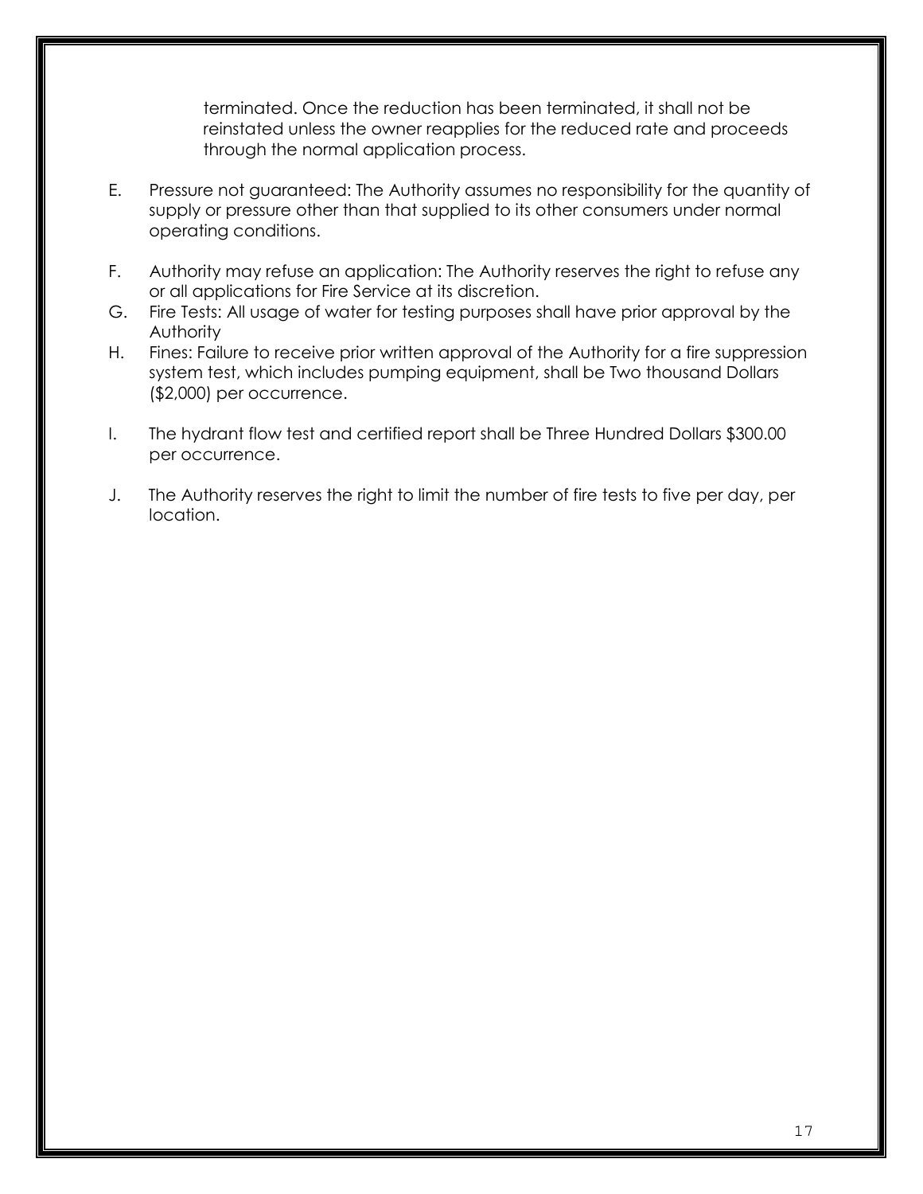terminated. Once the reduction has been terminated, it shall not be reinstated unless the owner reapplies for the reduced rate and proceeds through the normal application process.

E. Pressure not guaranteed: The Authority assumes no responsibility for the quantity of supply or pressure other than that supplied to its other consumers under normal operating conditions.

F. Authority may refuse an application: The Authority reserves the right to refuse any or all applications for Fire Service at its discretion.

G. Fire Tests: All usage of water for testing purposes shall have prior approval by the Authority

H. Fines: Failure to receive prior written approval of the Authority for a fire suppression system test, which includes pumping equipment, shall be Two thousand Dollars ($2,000) per occurrence.

I. The hydrant flow test and certified report shall be Three Hundred Dollars $300.00 per occurrence.

J. The Authority reserves the right to limit the number of fire tests to five per day, per location.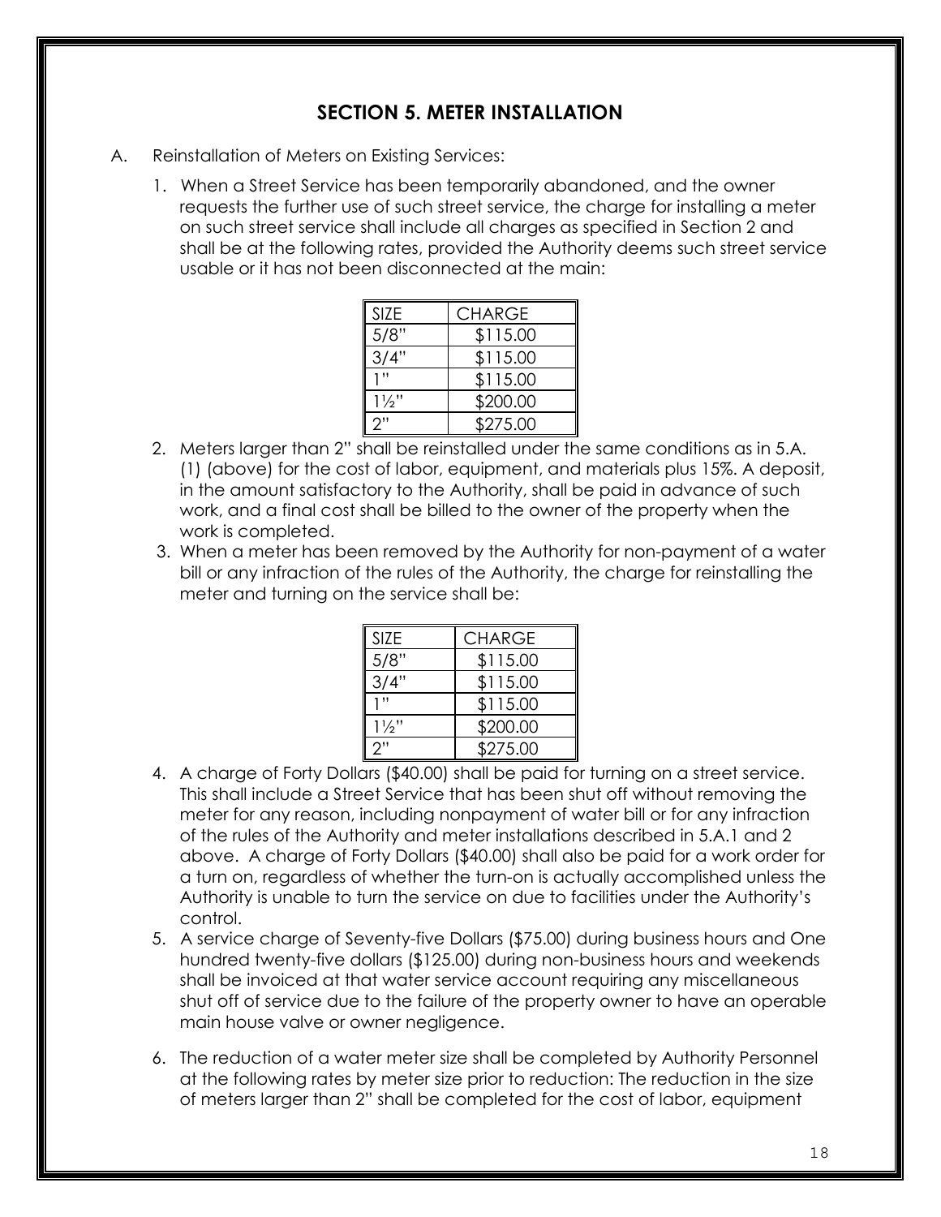## SECTION 5. METER INSTALLATION

A. Reinstallation of Meters on Existing Services:

1. When a Street Service has been temporarily abandoned, and the owner requests the further use of such street service, the charge for installing a meter on such street service shall include all charges as specified in Section 2 and shall be at the following rates, provided the Authority deems such street service usable or it has not been disconnected at the main:

| SIZE | CHARGE |
|---|---|
| 5/8" | $115.00 |
| 3/4" | $115.00 |
| 1" | $115.00 |
| 1½" | $200.00 |
| 2" | $275.00 |

2. Meters larger than 2" shall be reinstalled under the same conditions as in 5.A. (1) (above) for the cost of labor, equipment, and materials plus 15%. A deposit, in the amount satisfactory to the Authority, shall be paid in advance of such work, and a final cost shall be billed to the owner of the property when the work is completed.

3. When a meter has been removed by the Authority for non-payment of a water bill or any infraction of the rules of the Authority, the charge for reinstalling the meter and turning on the service shall be:

| SIZE | CHARGE |
|---|---|
| 5/8" | $115.00 |
| 3/4" | $115.00 |
| 1" | $115.00 |
| 1½" | $200.00 |
| 2" | $275.00 |

4. A charge of Forty Dollars ($40.00) shall be paid for turning on a street service. This shall include a Street Service that has been shut off without removing the meter for any reason, including nonpayment of water bill or for any infraction of the rules of the Authority and meter installations described in 5.A.1 and 2 above. A charge of Forty Dollars ($40.00) shall also be paid for a work order for a turn on, regardless of whether the turn-on is actually accomplished unless the Authority is unable to turn the service on due to facilities under the Authority's control.

5. A service charge of Seventy-five Dollars ($75.00) during business hours and One hundred twenty-five dollars ($125.00) during non-business hours and weekends shall be invoiced at that water service account requiring any miscellaneous shut off of service due to the failure of the property owner to have an operable main house valve or owner negligence.

6. The reduction of a water meter size shall be completed by Authority Personnel at the following rates by meter size prior to reduction: The reduction in the size of meters larger than 2" shall be completed for the cost of labor, equipment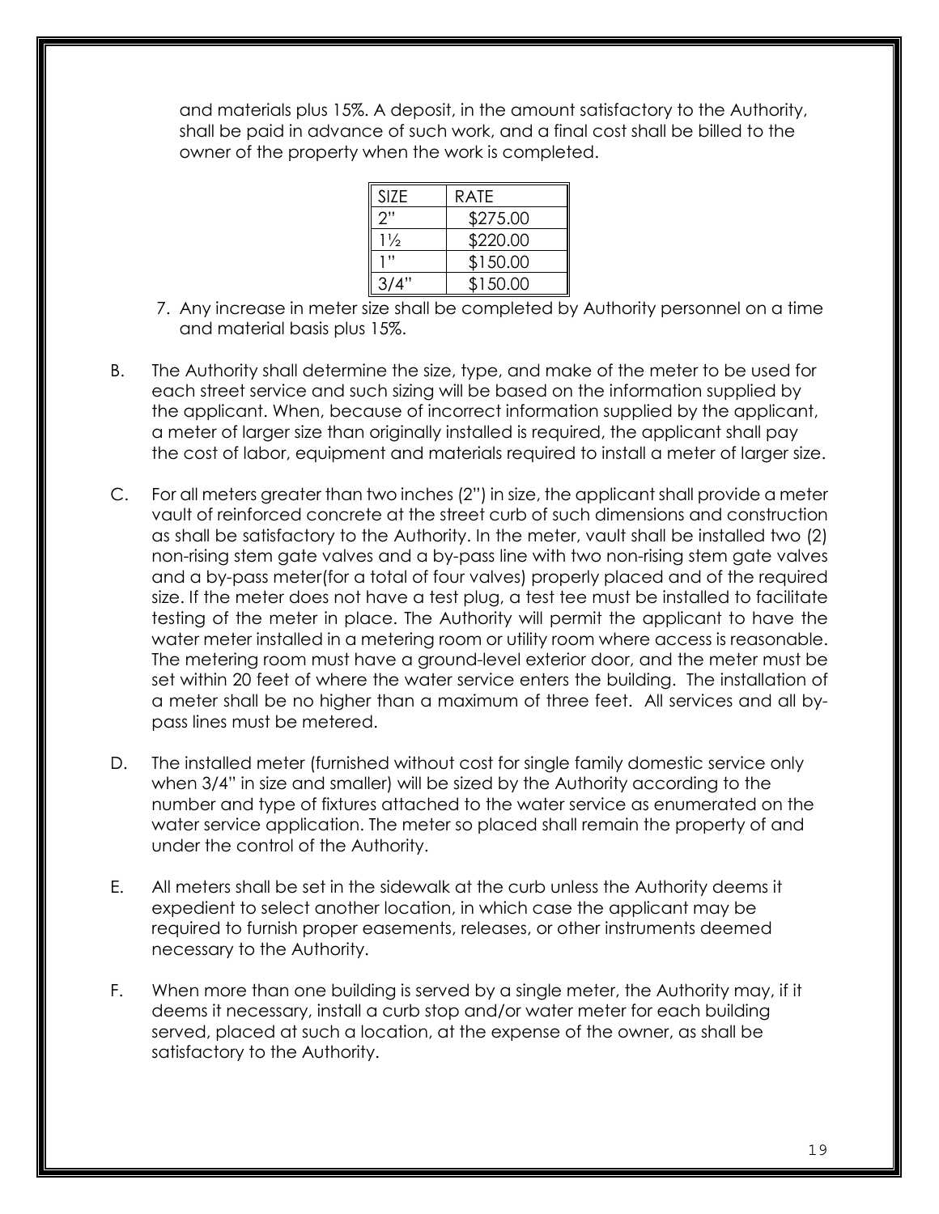and materials plus 15%. A deposit, in the amount satisfactory to the Authority, shall be paid in advance of such work, and a final cost shall be billed to the owner of the property when the work is completed.

| SIZE | RATE |
|---|---|
| 2" | $275.00 |
| 1½ | $220.00 |
| 1" | $150.00 |
| 3/4" | $150.00 |

7. Any increase in meter size shall be completed by Authority personnel on a time and material basis plus 15%.

B. The Authority shall determine the size, type, and make of the meter to be used for each street service and such sizing will be based on the information supplied by the applicant. When, because of incorrect information supplied by the applicant, a meter of larger size than originally installed is required, the applicant shall pay the cost of labor, equipment and materials required to install a meter of larger size.

C. For all meters greater than two inches (2") in size, the applicant shall provide a meter vault of reinforced concrete at the street curb of such dimensions and construction as shall be satisfactory to the Authority. In the meter, vault shall be installed two (2) non-rising stem gate valves and a by-pass line with two non-rising stem gate valves and a by-pass meter(for a total of four valves) properly placed and of the required size. If the meter does not have a test plug, a test tee must be installed to facilitate testing of the meter in place. The Authority will permit the applicant to have the water meter installed in a metering room or utility room where access is reasonable. The metering room must have a ground-level exterior door, and the meter must be set within 20 feet of where the water service enters the building. The installation of a meter shall be no higher than a maximum of three feet. All services and all by-pass lines must be metered.

D. The installed meter (furnished without cost for single family domestic service only when 3/4" in size and smaller) will be sized by the Authority according to the number and type of fixtures attached to the water service as enumerated on the water service application. The meter so placed shall remain the property of and under the control of the Authority.

E. All meters shall be set in the sidewalk at the curb unless the Authority deems it expedient to select another location, in which case the applicant may be required to furnish proper easements, releases, or other instruments deemed necessary to the Authority.

F. When more than one building is served by a single meter, the Authority may, if it deems it necessary, install a curb stop and/or water meter for each building served, placed at such a location, at the expense of the owner, as shall be satisfactory to the Authority.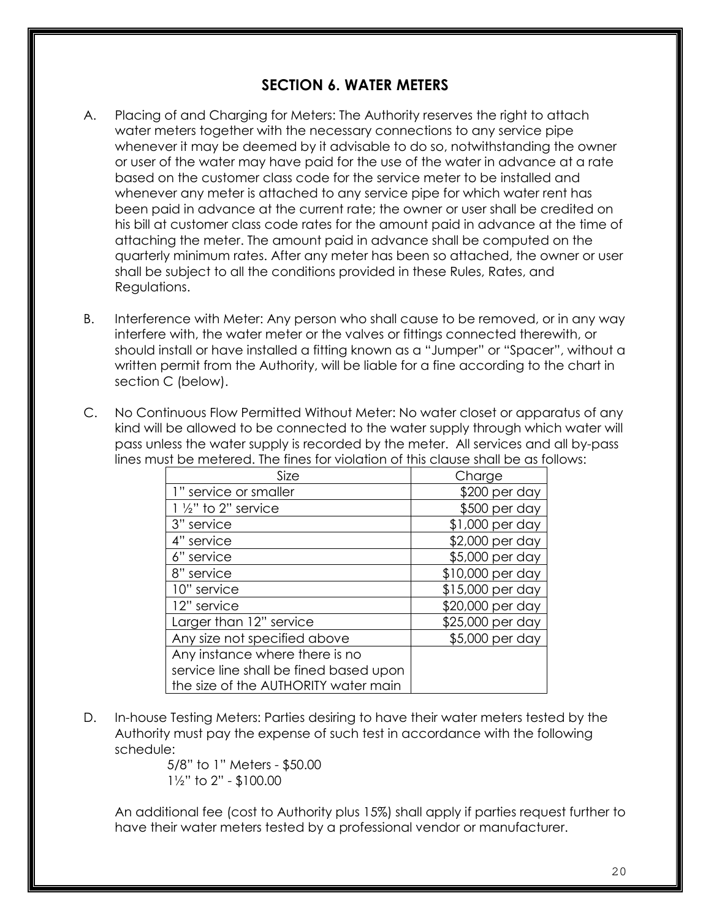## SECTION 6. WATER METERS

A. Placing of and Charging for Meters: The Authority reserves the right to attach water meters together with the necessary connections to any service pipe whenever it may be deemed by it advisable to do so, notwithstanding the owner or user of the water may have paid for the use of the water in advance at a rate based on the customer class code for the service meter to be installed and whenever any meter is attached to any service pipe for which water rent has been paid in advance at the current rate; the owner or user shall be credited on his bill at customer class code rates for the amount paid in advance at the time of attaching the meter. The amount paid in advance shall be computed on the quarterly minimum rates. After any meter has been so attached, the owner or user shall be subject to all the conditions provided in these Rules, Rates, and Regulations.

B. Interference with Meter: Any person who shall cause to be removed, or in any way interfere with, the water meter or the valves or fittings connected therewith, or should install or have installed a fitting known as a "Jumper" or "Spacer", without a written permit from the Authority, will be liable for a fine according to the chart in section C (below).

C. No Continuous Flow Permitted Without Meter: No water closet or apparatus of any kind will be allowed to be connected to the water supply through which water will pass unless the water supply is recorded by the meter. All services and all by-pass lines must be metered. The fines for violation of this clause shall be as follows:

| Size | Charge |
|---|---|
| 1" service or smaller | $200 per day |
| 1 ½" to 2" service | $500 per day |
| 3" service | $1,000 per day |
| 4" service | $2,000 per day |
| 6" service | $5,000 per day |
| 8" service | $10,000 per day |
| 10" service | $15,000 per day |
| 12" service | $20,000 per day |
| Larger than 12" service | $25,000 per day |
| Any size not specified above | $5,000 per day |
| Any instance where there is no service line shall be fined based upon the size of the AUTHORITY water main | |

D. In-house Testing Meters: Parties desiring to have their water meters tested by the Authority must pay the expense of such test in accordance with the following schedule:

5/8" to 1" Meters - $50.00
1½" to 2" - $100.00

An additional fee (cost to Authority plus 15%) shall apply if parties request further to have their water meters tested by a professional vendor or manufacturer.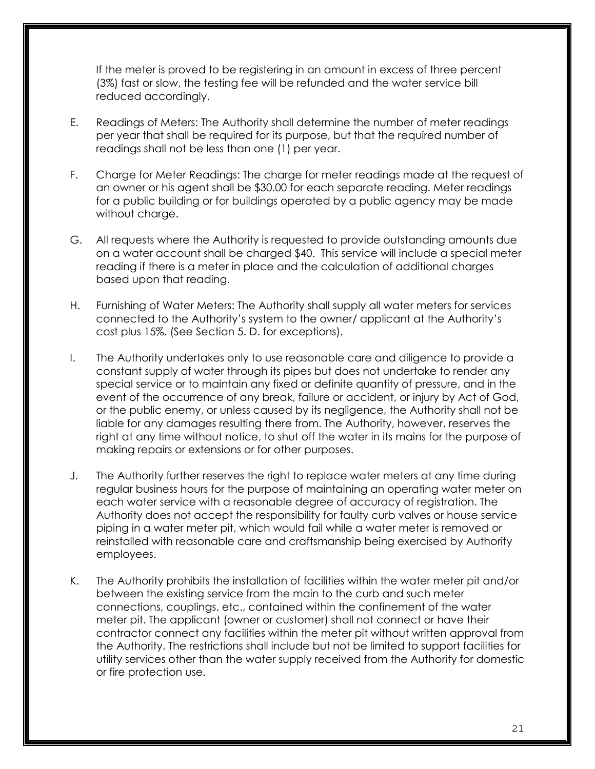If the meter is proved to be registering in an amount in excess of three percent (3%) fast or slow, the testing fee will be refunded and the water service bill reduced accordingly.

E. Readings of Meters: The Authority shall determine the number of meter readings per year that shall be required for its purpose, but that the required number of readings shall not be less than one (1) per year.

F. Charge for Meter Readings: The charge for meter readings made at the request of an owner or his agent shall be $30.00 for each separate reading. Meter readings for a public building or for buildings operated by a public agency may be made without charge.

G. All requests where the Authority is requested to provide outstanding amounts due on a water account shall be charged $40. This service will include a special meter reading if there is a meter in place and the calculation of additional charges based upon that reading.

H. Furnishing of Water Meters: The Authority shall supply all water meters for services connected to the Authority's system to the owner/ applicant at the Authority's cost plus 15%. (See Section 5. D. for exceptions).

I. The Authority undertakes only to use reasonable care and diligence to provide a constant supply of water through its pipes but does not undertake to render any special service or to maintain any fixed or definite quantity of pressure, and in the event of the occurrence of any break, failure or accident, or injury by Act of God, or the public enemy, or unless caused by its negligence, the Authority shall not be liable for any damages resulting there from. The Authority, however, reserves the right at any time without notice, to shut off the water in its mains for the purpose of making repairs or extensions or for other purposes.

J. The Authority further reserves the right to replace water meters at any time during regular business hours for the purpose of maintaining an operating water meter on each water service with a reasonable degree of accuracy of registration. The Authority does not accept the responsibility for faulty curb valves or house service piping in a water meter pit, which would fail while a water meter is removed or reinstalled with reasonable care and craftsmanship being exercised by Authority employees.

K. The Authority prohibits the installation of facilities within the water meter pit and/or between the existing service from the main to the curb and such meter connections, couplings, etc., contained within the confinement of the water meter pit. The applicant (owner or customer) shall not connect or have their contractor connect any facilities within the meter pit without written approval from the Authority. The restrictions shall include but not be limited to support facilities for utility services other than the water supply received from the Authority for domestic or fire protection use.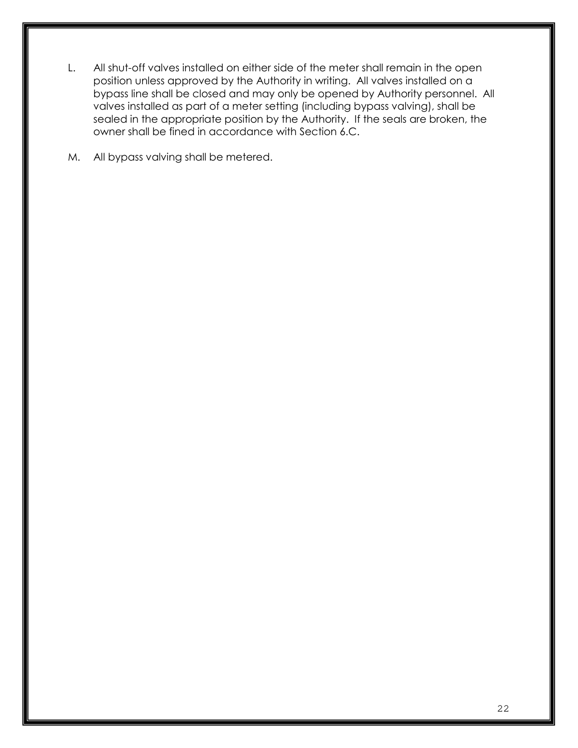L. All shut-off valves installed on either side of the meter shall remain in the open position unless approved by the Authority in writing. All valves installed on a bypass line shall be closed and may only be opened by Authority personnel. All valves installed as part of a meter setting (including bypass valving), shall be sealed in the appropriate position by the Authority. If the seals are broken, the owner shall be fined in accordance with Section 6.C.

M. All bypass valving shall be metered.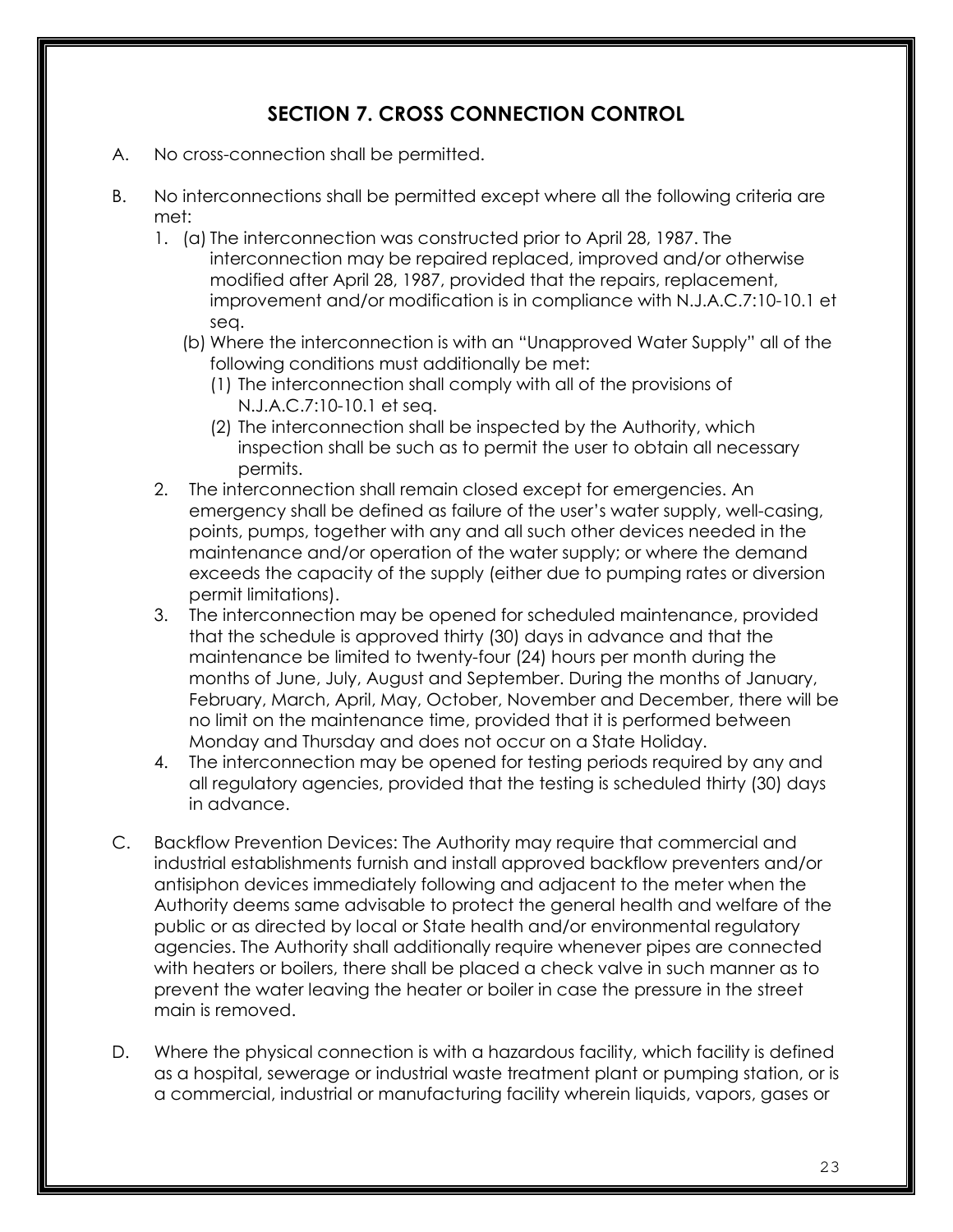## SECTION 7. CROSS CONNECTION CONTROL

A. No cross-connection shall be permitted.

B. No interconnections shall be permitted except where all the following criteria are met:
   1. (a) The interconnection was constructed prior to April 28, 1987. The interconnection may be repaired replaced, improved and/or otherwise modified after April 28, 1987, provided that the repairs, replacement, improvement and/or modification is in compliance with N.J.A.C.7:10-10.1 et seq.
      (b) Where the interconnection is with an "Unapproved Water Supply" all of the following conditions must additionally be met:
         (1) The interconnection shall comply with all of the provisions of N.J.A.C.7:10-10.1 et seq.
         (2) The interconnection shall be inspected by the Authority, which inspection shall be such as to permit the user to obtain all necessary permits.
   2. The interconnection shall remain closed except for emergencies. An emergency shall be defined as failure of the user's water supply, well-casing, points, pumps, together with any and all such other devices needed in the maintenance and/or operation of the water supply; or where the demand exceeds the capacity of the supply (either due to pumping rates or diversion permit limitations).
   3. The interconnection may be opened for scheduled maintenance, provided that the schedule is approved thirty (30) days in advance and that the maintenance be limited to twenty-four (24) hours per month during the months of June, July, August and September. During the months of January, February, March, April, May, October, November and December, there will be no limit on the maintenance time, provided that it is performed between Monday and Thursday and does not occur on a State Holiday.
   4. The interconnection may be opened for testing periods required by any and all regulatory agencies, provided that the testing is scheduled thirty (30) days in advance.

C. Backflow Prevention Devices: The Authority may require that commercial and industrial establishments furnish and install approved backflow preventers and/or antisiphon devices immediately following and adjacent to the meter when the Authority deems same advisable to protect the general health and welfare of the public or as directed by local or State health and/or environmental regulatory agencies. The Authority shall additionally require whenever pipes are connected with heaters or boilers, there shall be placed a check valve in such manner as to prevent the water leaving the heater or boiler in case the pressure in the street main is removed.

D. Where the physical connection is with a hazardous facility, which facility is defined as a hospital, sewerage or industrial waste treatment plant or pumping station, or is a commercial, industrial or manufacturing facility wherein liquids, vapors, gases or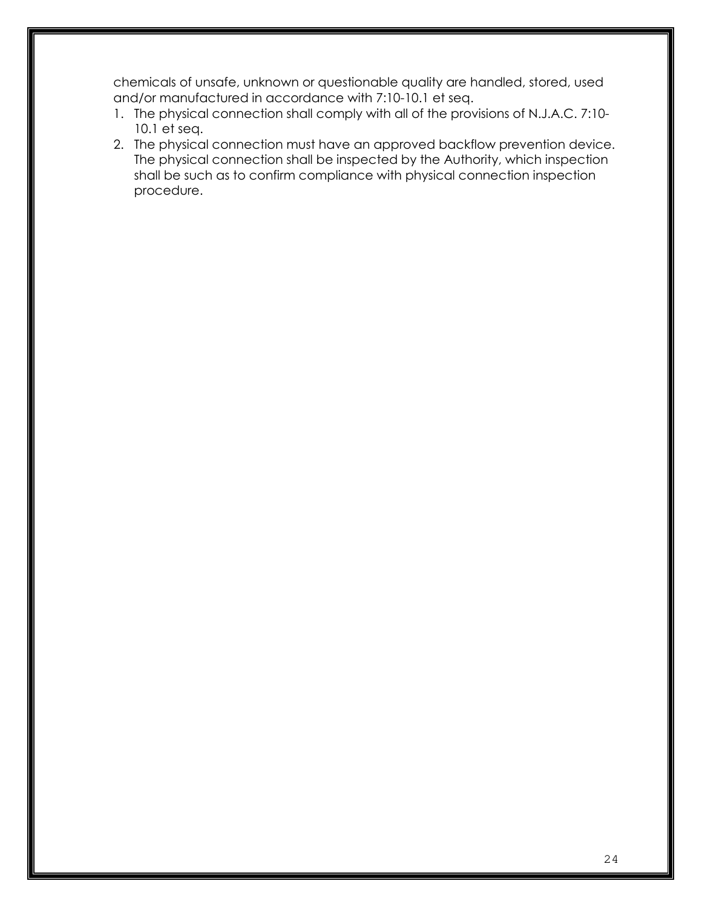chemicals of unsafe, unknown or questionable quality are handled, stored, used and/or manufactured in accordance with 7:10-10.1 et seq.

1. The physical connection shall comply with all of the provisions of N.J.A.C. 7:10-10.1 et seq.
2. The physical connection must have an approved backflow prevention device. The physical connection shall be inspected by the Authority, which inspection shall be such as to confirm compliance with physical connection inspection procedure.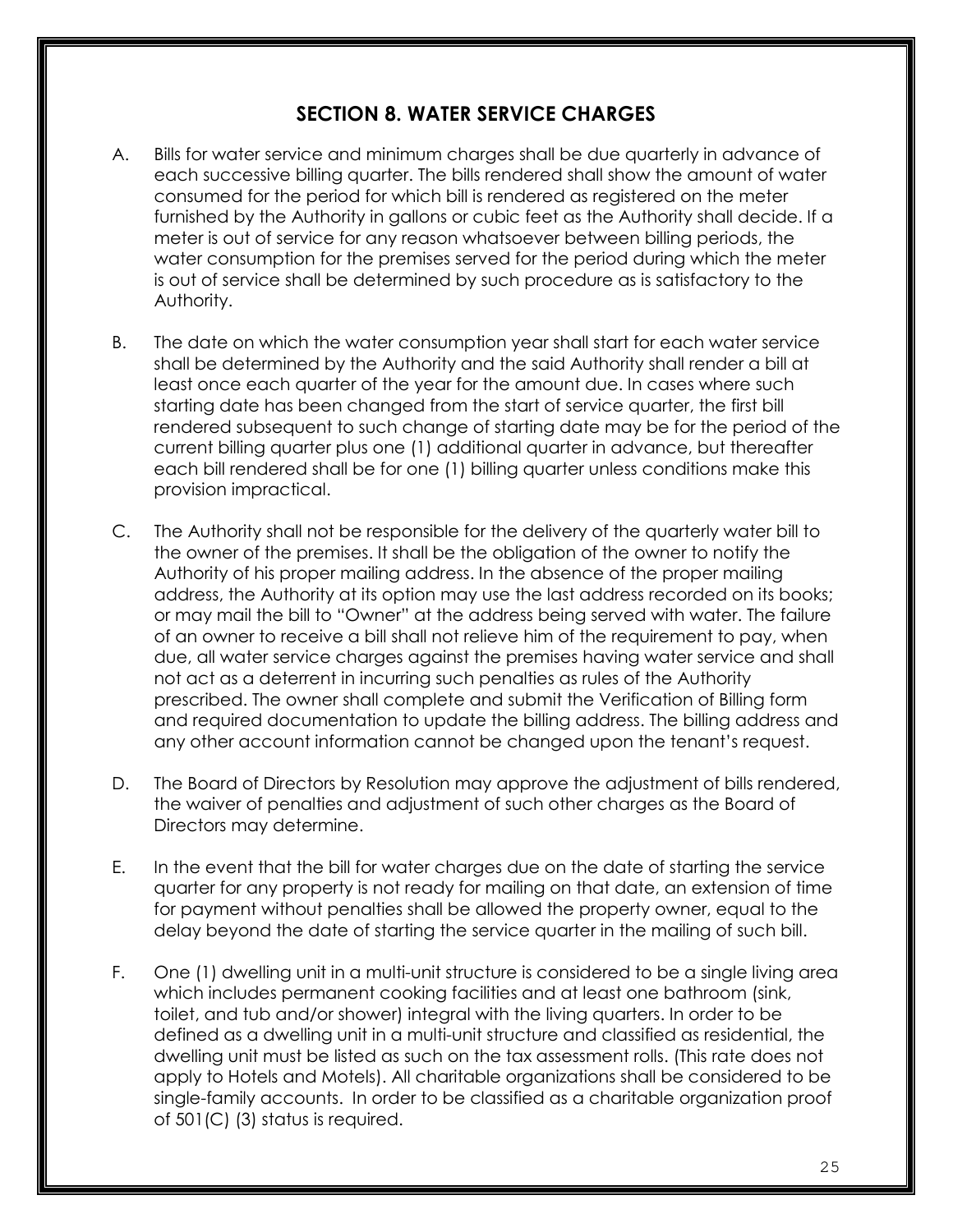## SECTION 8. WATER SERVICE CHARGES

A. Bills for water service and minimum charges shall be due quarterly in advance of each successive billing quarter. The bills rendered shall show the amount of water consumed for the period for which bill is rendered as registered on the meter furnished by the Authority in gallons or cubic feet as the Authority shall decide. If a meter is out of service for any reason whatsoever between billing periods, the water consumption for the premises served for the period during which the meter is out of service shall be determined by such procedure as is satisfactory to the Authority.

B. The date on which the water consumption year shall start for each water service shall be determined by the Authority and the said Authority shall render a bill at least once each quarter of the year for the amount due. In cases where such starting date has been changed from the start of service quarter, the first bill rendered subsequent to such change of starting date may be for the period of the current billing quarter plus one (1) additional quarter in advance, but thereafter each bill rendered shall be for one (1) billing quarter unless conditions make this provision impractical.

C. The Authority shall not be responsible for the delivery of the quarterly water bill to the owner of the premises. It shall be the obligation of the owner to notify the Authority of his proper mailing address. In the absence of the proper mailing address, the Authority at its option may use the last address recorded on its books; or may mail the bill to "Owner" at the address being served with water. The failure of an owner to receive a bill shall not relieve him of the requirement to pay, when due, all water service charges against the premises having water service and shall not act as a deterrent in incurring such penalties as rules of the Authority prescribed. The owner shall complete and submit the Verification of Billing form and required documentation to update the billing address. The billing address and any other account information cannot be changed upon the tenant's request.

D. The Board of Directors by Resolution may approve the adjustment of bills rendered, the waiver of penalties and adjustment of such other charges as the Board of Directors may determine.

E. In the event that the bill for water charges due on the date of starting the service quarter for any property is not ready for mailing on that date, an extension of time for payment without penalties shall be allowed the property owner, equal to the delay beyond the date of starting the service quarter in the mailing of such bill.

F. One (1) dwelling unit in a multi-unit structure is considered to be a single living area which includes permanent cooking facilities and at least one bathroom (sink, toilet, and tub and/or shower) integral with the living quarters. In order to be defined as a dwelling unit in a multi-unit structure and classified as residential, the dwelling unit must be listed as such on the tax assessment rolls. (This rate does not apply to Hotels and Motels). All charitable organizations shall be considered to be single-family accounts. In order to be classified as a charitable organization proof of 501(C) (3) status is required.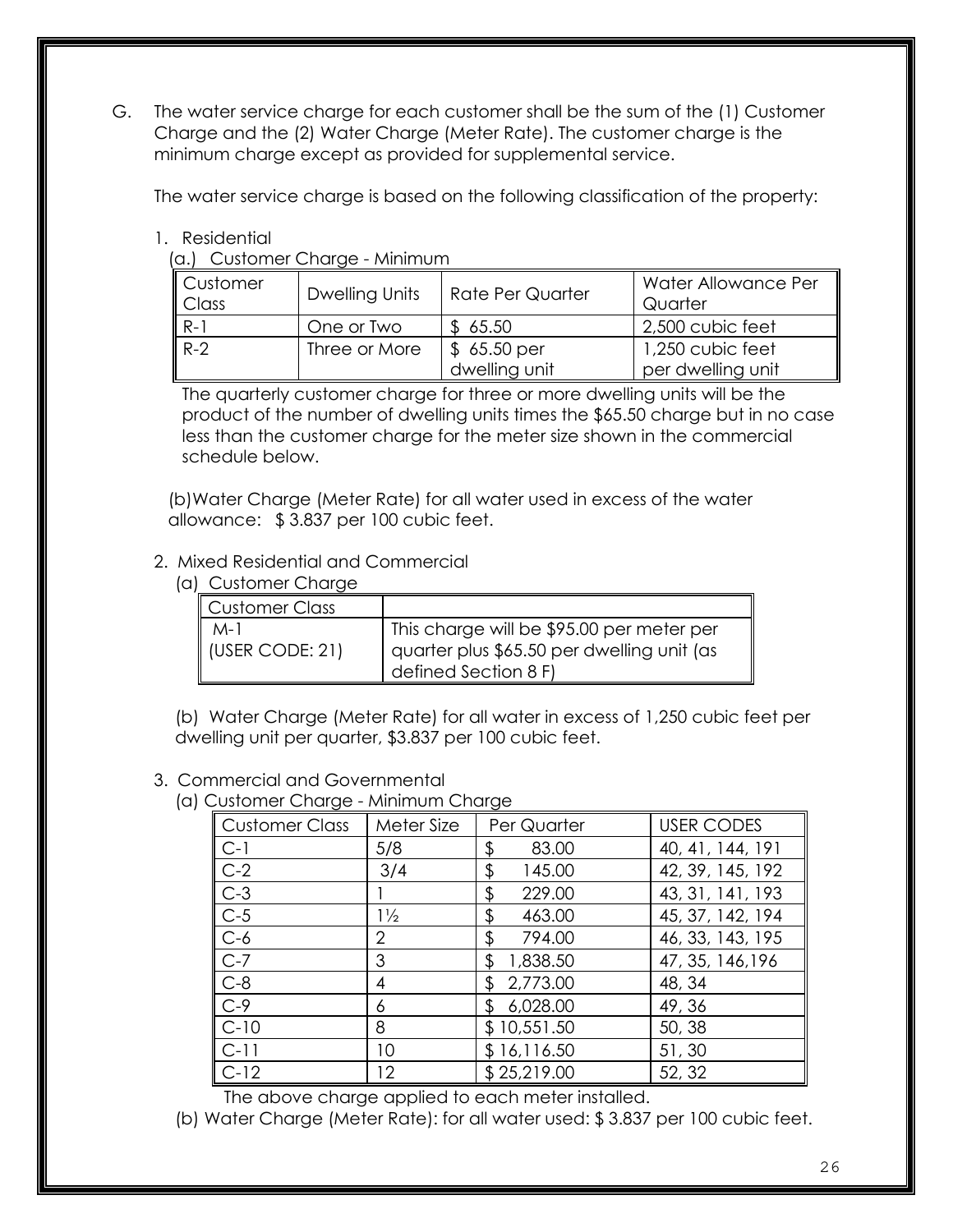G. The water service charge for each customer shall be the sum of the (1) Customer Charge and the (2) Water Charge (Meter Rate). The customer charge is the minimum charge except as provided for supplemental service.

The water service charge is based on the following classification of the property:

1. Residential

(a.) Customer Charge - Minimum

| Customer Class | Dwelling Units | Rate Per Quarter | Water Allowance Per Quarter |
|---|---|---|---|
| R-1 | One or Two | $ 65.50 | 2,500 cubic feet |
| R-2 | Three or More | $ 65.50 per dwelling unit | 1,250 cubic feet per dwelling unit |

The quarterly customer charge for three or more dwelling units will be the product of the number of dwelling units times the $65.50 charge but in no case less than the customer charge for the meter size shown in the commercial schedule below.

(b)Water Charge (Meter Rate) for all water used in excess of the water allowance: $ 3.837 per 100 cubic feet.

2. Mixed Residential and Commercial

(a) Customer Charge

| Customer Class | |
|---|---|
| M-1 (USER CODE: 21) | This charge will be $95.00 per meter per quarter plus $65.50 per dwelling unit (as defined Section 8 F) |

(b) Water Charge (Meter Rate) for all water in excess of 1,250 cubic feet per dwelling unit per quarter, $3.837 per 100 cubic feet.

3. Commercial and Governmental

(a) Customer Charge - Minimum Charge

| Customer Class | Meter Size | Per Quarter | USER CODES |
|---|---|---|---|
| C-1 | 5/8 | $ 83.00 | 40, 41, 144, 191 |
| C-2 | 3/4 | $ 145.00 | 42, 39, 145, 192 |
| C-3 | 1 | $ 229.00 | 43, 31, 141, 193 |
| C-5 | 1½ | $ 463.00 | 45, 37, 142, 194 |
| C-6 | 2 | $ 794.00 | 46, 33, 143, 195 |
| C-7 | 3 | $ 1,838.50 | 47, 35, 146,196 |
| C-8 | 4 | $ 2,773.00 | 48, 34 |
| C-9 | 6 | $ 6,028.00 | 49, 36 |
| C-10 | 8 | $ 10,551.50 | 50, 38 |
| C-11 | 10 | $ 16,116.50 | 51, 30 |
| C-12 | 12 | $ 25,219.00 | 52, 32 |

The above charge applied to each meter installed.

(b) Water Charge (Meter Rate): for all water used: $ 3.837 per 100 cubic feet.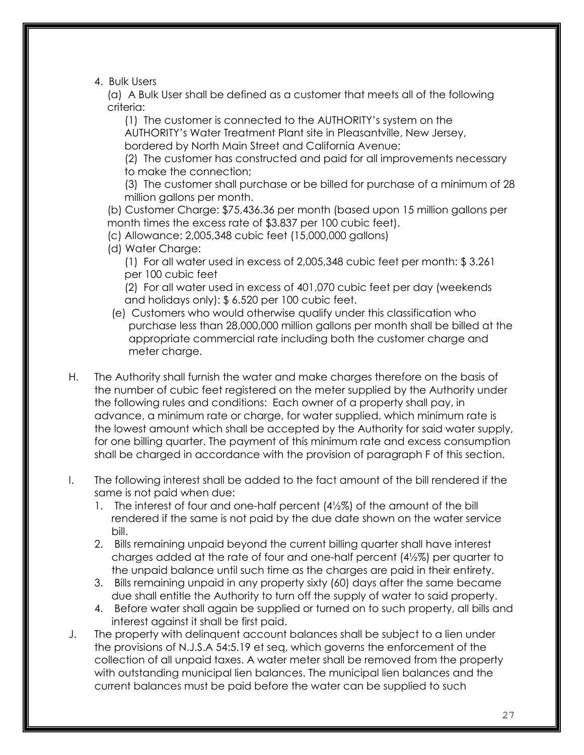4. Bulk Users

(a) A Bulk User shall be defined as a customer that meets all of the following criteria:

(1) The customer is connected to the AUTHORITY's system on the AUTHORITY's Water Treatment Plant site in Pleasantville, New Jersey, bordered by North Main Street and California Avenue;

(2) The customer has constructed and paid for all improvements necessary to make the connection;

(3) The customer shall purchase or be billed for purchase of a minimum of 28 million gallons per month.

(b) Customer Charge: $75,436.36 per month (based upon 15 million gallons per month times the excess rate of $3.837 per 100 cubic feet).

(c) Allowance: 2,005,348 cubic feet (15,000,000 gallons)

(d) Water Charge:

(1) For all water used in excess of 2,005,348 cubic feet per month: $ 3.261 per 100 cubic feet

(2) For all water used in excess of 401,070 cubic feet per day (weekends and holidays only): $ 6.520 per 100 cubic feet.

(e) Customers who would otherwise qualify under this classification who purchase less than 28,000,000 million gallons per month shall be billed at the appropriate commercial rate including both the customer charge and meter charge.

H. The Authority shall furnish the water and make charges therefore on the basis of the number of cubic feet registered on the meter supplied by the Authority under the following rules and conditions: Each owner of a property shall pay, in advance, a minimum rate or charge, for water supplied, which minimum rate is the lowest amount which shall be accepted by the Authority for said water supply, for one billing quarter. The payment of this minimum rate and excess consumption shall be charged in accordance with the provision of paragraph F of this section.

I. The following interest shall be added to the fact amount of the bill rendered if the same is not paid when due:

1. The interest of four and one-half percent (4½%) of the amount of the bill rendered if the same is not paid by the due date shown on the water service bill.
2. Bills remaining unpaid beyond the current billing quarter shall have interest charges added at the rate of four and one-half percent (4½%) per quarter to the unpaid balance until such time as the charges are paid in their entirety.
3. Bills remaining unpaid in any property sixty (60) days after the same became due shall entitle the Authority to turn off the supply of water to said property.
4. Before water shall again be supplied or turned on to such property, all bills and interest against it shall be first paid.

J. The property with delinquent account balances shall be subject to a lien under the provisions of N.J.S.A 54:5.19 et seq, which governs the enforcement of the collection of all unpaid taxes. A water meter shall be removed from the property with outstanding municipal lien balances. The municipal lien balances and the current balances must be paid before the water can be supplied to such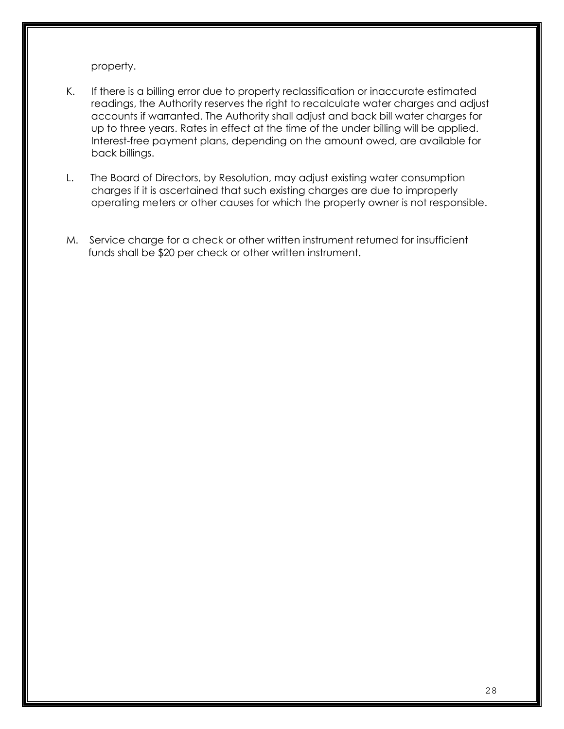property.

K. If there is a billing error due to property reclassification or inaccurate estimated readings, the Authority reserves the right to recalculate water charges and adjust accounts if warranted. The Authority shall adjust and back bill water charges for up to three years. Rates in effect at the time of the under billing will be applied. Interest-free payment plans, depending on the amount owed, are available for back billings.

L. The Board of Directors, by Resolution, may adjust existing water consumption charges if it is ascertained that such existing charges are due to improperly operating meters or other causes for which the property owner is not responsible.

M. Service charge for a check or other written instrument returned for insufficient funds shall be $20 per check or other written instrument.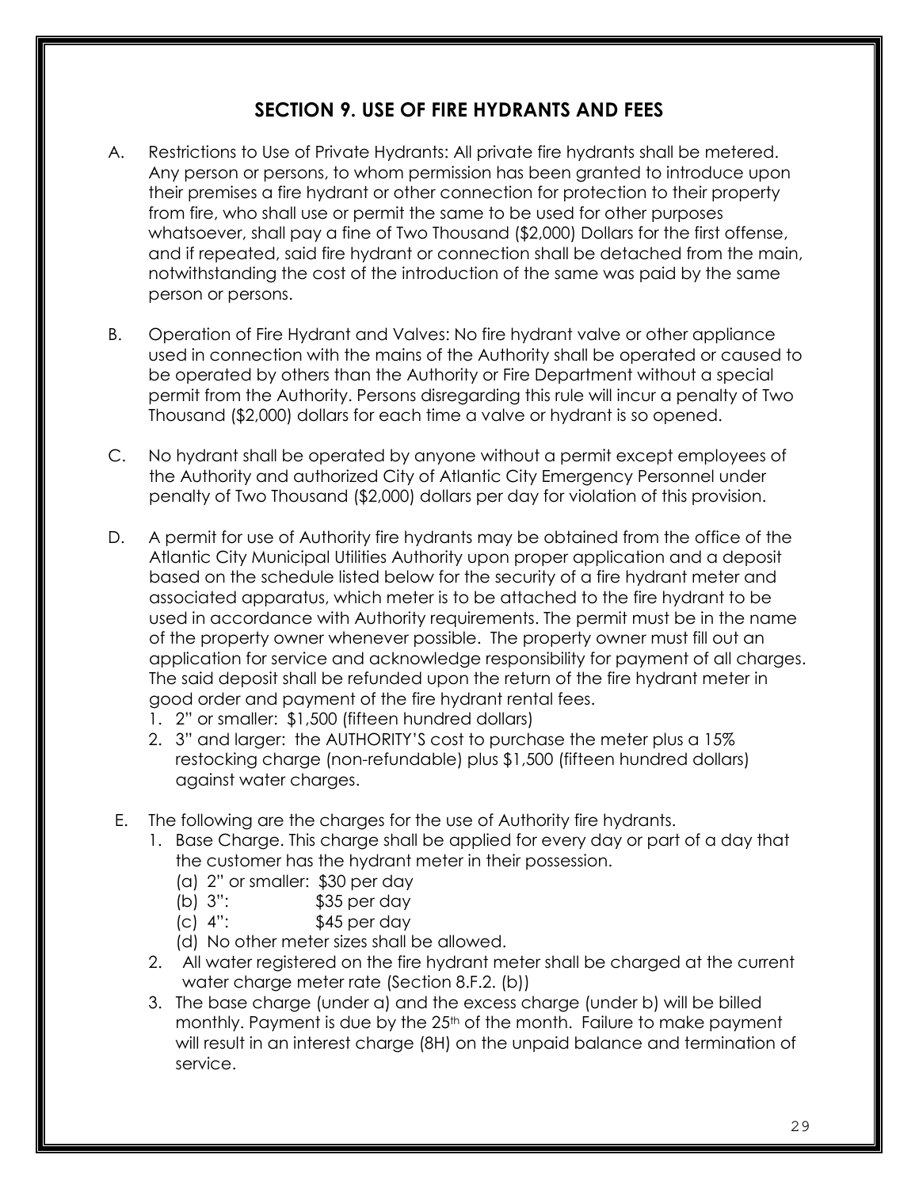## SECTION 9. USE OF FIRE HYDRANTS AND FEES

A. Restrictions to Use of Private Hydrants: All private fire hydrants shall be metered. Any person or persons, to whom permission has been granted to introduce upon their premises a fire hydrant or other connection for protection to their property from fire, who shall use or permit the same to be used for other purposes whatsoever, shall pay a fine of Two Thousand ($2,000) Dollars for the first offense, and if repeated, said fire hydrant or connection shall be detached from the main, notwithstanding the cost of the introduction of the same was paid by the same person or persons.

B. Operation of Fire Hydrant and Valves: No fire hydrant valve or other appliance used in connection with the mains of the Authority shall be operated or caused to be operated by others than the Authority or Fire Department without a special permit from the Authority. Persons disregarding this rule will incur a penalty of Two Thousand ($2,000) dollars for each time a valve or hydrant is so opened.

C. No hydrant shall be operated by anyone without a permit except employees of the Authority and authorized City of Atlantic City Emergency Personnel under penalty of Two Thousand ($2,000) dollars per day for violation of this provision.

D. A permit for use of Authority fire hydrants may be obtained from the office of the Atlantic City Municipal Utilities Authority upon proper application and a deposit based on the schedule listed below for the security of a fire hydrant meter and associated apparatus, which meter is to be attached to the fire hydrant to be used in accordance with Authority requirements. The permit must be in the name of the property owner whenever possible. The property owner must fill out an application for service and acknowledge responsibility for payment of all charges. The said deposit shall be refunded upon the return of the fire hydrant meter in good order and payment of the fire hydrant rental fees.
   1. 2" or smaller: $1,500 (fifteen hundred dollars)
   2. 3" and larger: the AUTHORITY'S cost to purchase the meter plus a 15% restocking charge (non-refundable) plus $1,500 (fifteen hundred dollars) against water charges.

E. The following are the charges for the use of Authority fire hydrants.
   1. Base Charge. This charge shall be applied for every day or part of a day that the customer has the hydrant meter in their possession.
      (a) 2" or smaller: $30 per day
      (b) 3": $35 per day
      (c) 4": $45 per day
      (d) No other meter sizes shall be allowed.
   2. All water registered on the fire hydrant meter shall be charged at the current water charge meter rate (Section 8.F.2. (b))
   3. The base charge (under a) and the excess charge (under b) will be billed monthly. Payment is due by the 25th of the month. Failure to make payment will result in an interest charge (8H) on the unpaid balance and termination of service.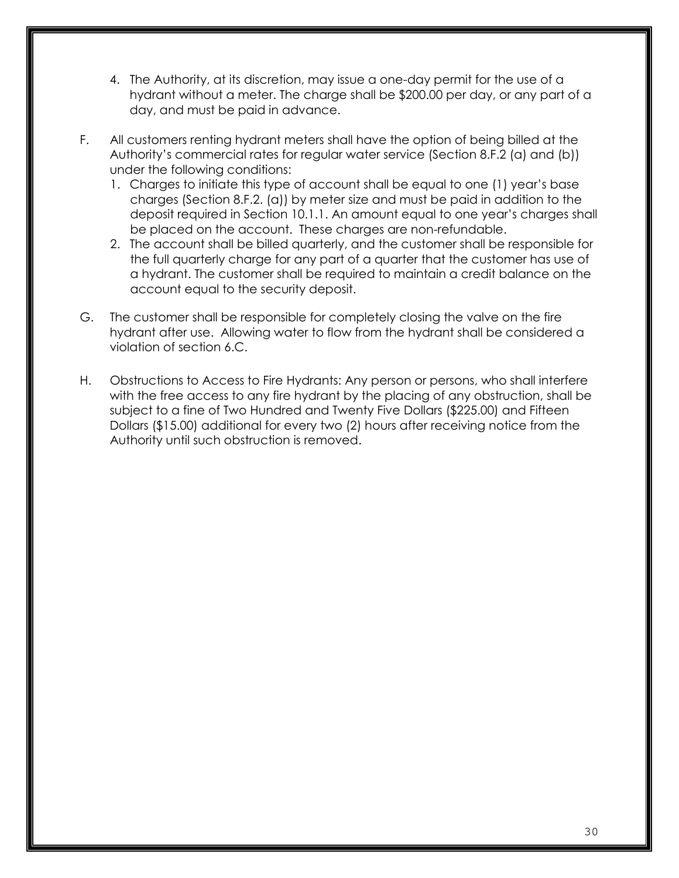4. The Authority, at its discretion, may issue a one-day permit for the use of a hydrant without a meter. The charge shall be $200.00 per day, or any part of a day, and must be paid in advance.

F. All customers renting hydrant meters shall have the option of being billed at the Authority's commercial rates for regular water service (Section 8.F.2 (a) and (b)) under the following conditions:

   1. Charges to initiate this type of account shall be equal to one (1) year's base charges (Section 8.F.2. (a)) by meter size and must be paid in addition to the deposit required in Section 10.1.1. An amount equal to one year's charges shall be placed on the account. These charges are non-refundable.
   2. The account shall be billed quarterly, and the customer shall be responsible for the full quarterly charge for any part of a quarter that the customer has use of a hydrant. The customer shall be required to maintain a credit balance on the account equal to the security deposit.

G. The customer shall be responsible for completely closing the valve on the fire hydrant after use. Allowing water to flow from the hydrant shall be considered a violation of section 6.C.

H. Obstructions to Access to Fire Hydrants: Any person or persons, who shall interfere with the free access to any fire hydrant by the placing of any obstruction, shall be subject to a fine of Two Hundred and Twenty Five Dollars ($225.00) and Fifteen Dollars ($15.00) additional for every two (2) hours after receiving notice from the Authority until such obstruction is removed.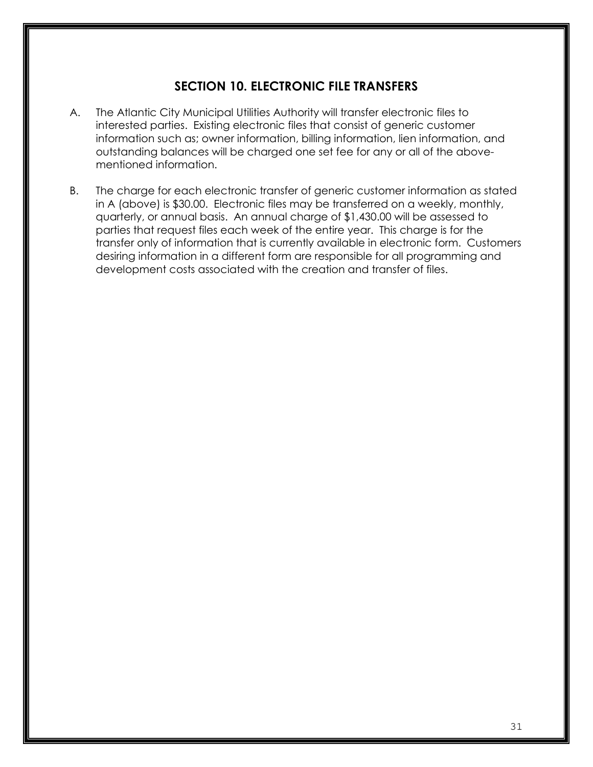## SECTION 10. ELECTRONIC FILE TRANSFERS

A. The Atlantic City Municipal Utilities Authority will transfer electronic files to interested parties. Existing electronic files that consist of generic customer information such as; owner information, billing information, lien information, and outstanding balances will be charged one set fee for any or all of the above-mentioned information.

B. The charge for each electronic transfer of generic customer information as stated in A (above) is $30.00. Electronic files may be transferred on a weekly, monthly, quarterly, or annual basis. An annual charge of $1,430.00 will be assessed to parties that request files each week of the entire year. This charge is for the transfer only of information that is currently available in electronic form. Customers desiring information in a different form are responsible for all programming and development costs associated with the creation and transfer of files.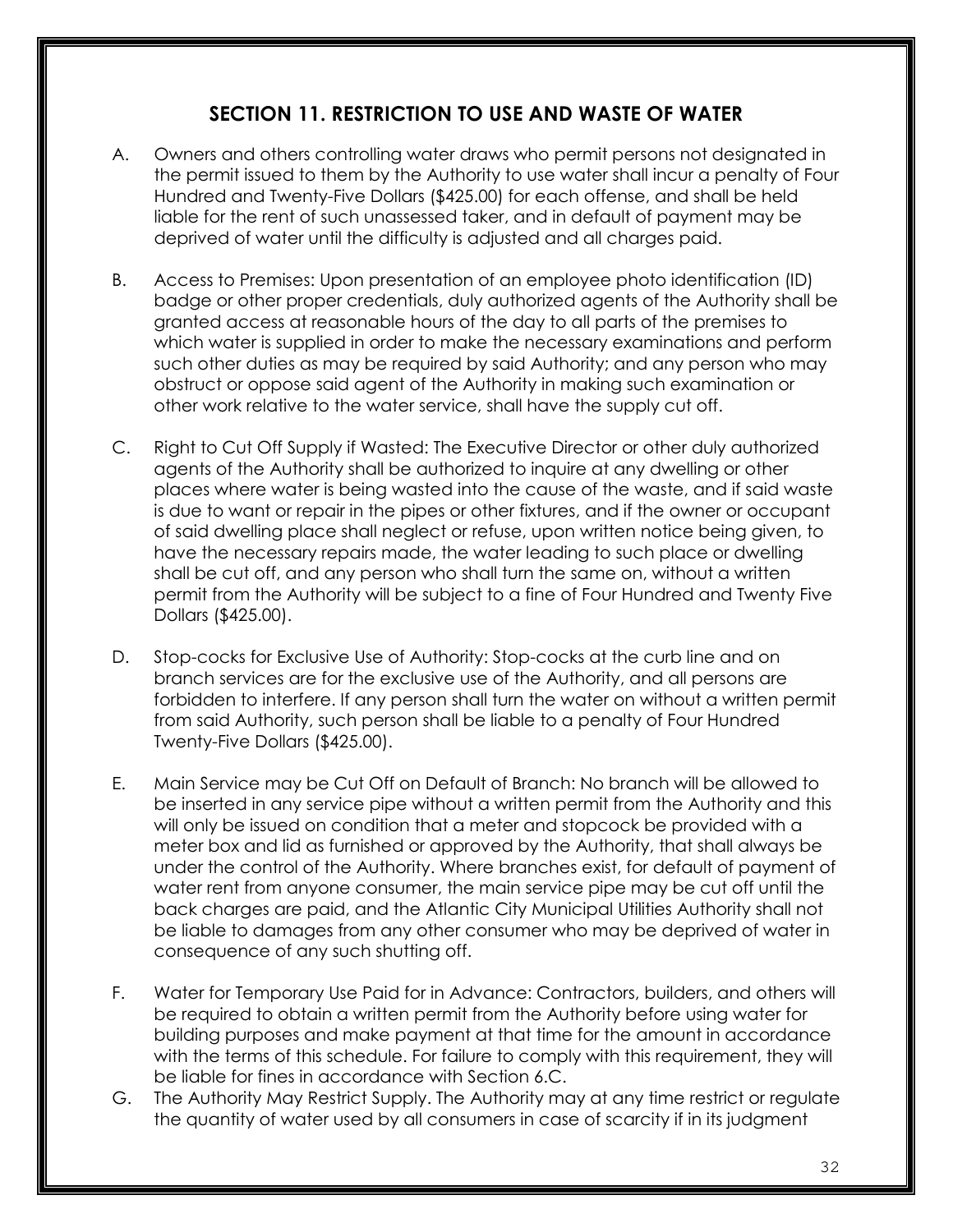## SECTION 11. RESTRICTION TO USE AND WASTE OF WATER

A. Owners and others controlling water draws who permit persons not designated in the permit issued to them by the Authority to use water shall incur a penalty of Four Hundred and Twenty-Five Dollars ($425.00) for each offense, and shall be held liable for the rent of such unassessed taker, and in default of payment may be deprived of water until the difficulty is adjusted and all charges paid.

B. Access to Premises: Upon presentation of an employee photo identification (ID) badge or other proper credentials, duly authorized agents of the Authority shall be granted access at reasonable hours of the day to all parts of the premises to which water is supplied in order to make the necessary examinations and perform such other duties as may be required by said Authority; and any person who may obstruct or oppose said agent of the Authority in making such examination or other work relative to the water service, shall have the supply cut off.

C. Right to Cut Off Supply if Wasted: The Executive Director or other duly authorized agents of the Authority shall be authorized to inquire at any dwelling or other places where water is being wasted into the cause of the waste, and if said waste is due to want or repair in the pipes or other fixtures, and if the owner or occupant of said dwelling place shall neglect or refuse, upon written notice being given, to have the necessary repairs made, the water leading to such place or dwelling shall be cut off, and any person who shall turn the same on, without a written permit from the Authority will be subject to a fine of Four Hundred and Twenty Five Dollars ($425.00).

D. Stop-cocks for Exclusive Use of Authority: Stop-cocks at the curb line and on branch services are for the exclusive use of the Authority, and all persons are forbidden to interfere. If any person shall turn the water on without a written permit from said Authority, such person shall be liable to a penalty of Four Hundred Twenty-Five Dollars ($425.00).

E. Main Service may be Cut Off on Default of Branch: No branch will be allowed to be inserted in any service pipe without a written permit from the Authority and this will only be issued on condition that a meter and stopcock be provided with a meter box and lid as furnished or approved by the Authority, that shall always be under the control of the Authority. Where branches exist, for default of payment of water rent from anyone consumer, the main service pipe may be cut off until the back charges are paid, and the Atlantic City Municipal Utilities Authority shall not be liable to damages from any other consumer who may be deprived of water in consequence of any such shutting off.

F. Water for Temporary Use Paid for in Advance: Contractors, builders, and others will be required to obtain a written permit from the Authority before using water for building purposes and make payment at that time for the amount in accordance with the terms of this schedule. For failure to comply with this requirement, they will be liable for fines in accordance with Section 6.C.

G. The Authority May Restrict Supply. The Authority may at any time restrict or regulate the quantity of water used by all consumers in case of scarcity if in its judgment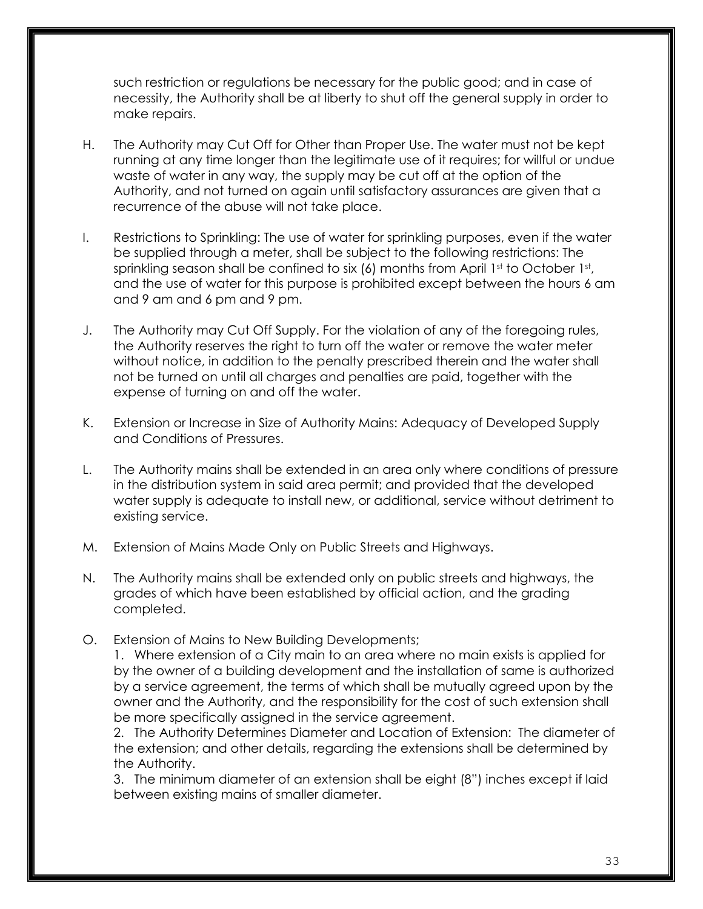such restriction or regulations be necessary for the public good; and in case of necessity, the Authority shall be at liberty to shut off the general supply in order to make repairs.

H. The Authority may Cut Off for Other than Proper Use. The water must not be kept running at any time longer than the legitimate use of it requires; for willful or undue waste of water in any way, the supply may be cut off at the option of the Authority, and not turned on again until satisfactory assurances are given that a recurrence of the abuse will not take place.

I. Restrictions to Sprinkling: The use of water for sprinkling purposes, even if the water be supplied through a meter, shall be subject to the following restrictions: The sprinkling season shall be confined to six (6) months from April 1st to October 1st, and the use of water for this purpose is prohibited except between the hours 6 am and 9 am and 6 pm and 9 pm.

J. The Authority may Cut Off Supply. For the violation of any of the foregoing rules, the Authority reserves the right to turn off the water or remove the water meter without notice, in addition to the penalty prescribed therein and the water shall not be turned on until all charges and penalties are paid, together with the expense of turning on and off the water.

K. Extension or Increase in Size of Authority Mains: Adequacy of Developed Supply and Conditions of Pressures.

L. The Authority mains shall be extended in an area only where conditions of pressure in the distribution system in said area permit; and provided that the developed water supply is adequate to install new, or additional, service without detriment to existing service.

M. Extension of Mains Made Only on Public Streets and Highways.

N. The Authority mains shall be extended only on public streets and highways, the grades of which have been established by official action, and the grading completed.

O. Extension of Mains to New Building Developments;

1. Where extension of a City main to an area where no main exists is applied for by the owner of a building development and the installation of same is authorized by a service agreement, the terms of which shall be mutually agreed upon by the owner and the Authority, and the responsibility for the cost of such extension shall be more specifically assigned in the service agreement.

2. The Authority Determines Diameter and Location of Extension: The diameter of the extension; and other details, regarding the extensions shall be determined by the Authority.

3. The minimum diameter of an extension shall be eight (8") inches except if laid between existing mains of smaller diameter.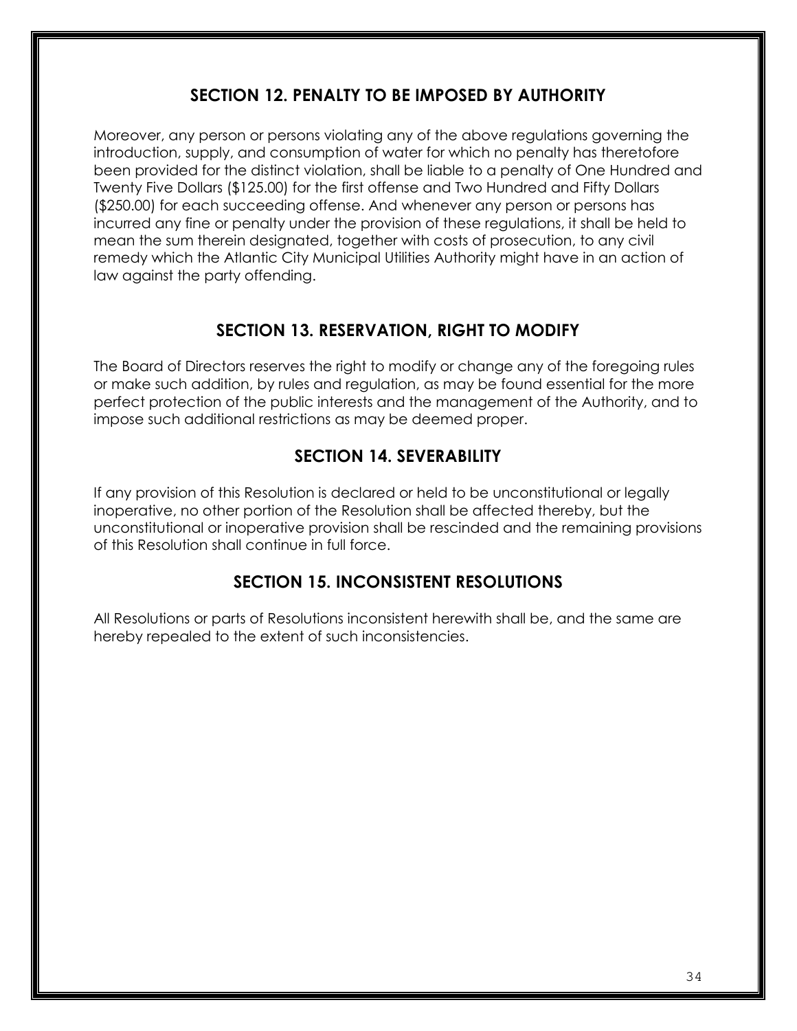## SECTION 12. PENALTY TO BE IMPOSED BY AUTHORITY

Moreover, any person or persons violating any of the above regulations governing the introduction, supply, and consumption of water for which no penalty has theretofore been provided for the distinct violation, shall be liable to a penalty of One Hundred and Twenty Five Dollars ($125.00) for the first offense and Two Hundred and Fifty Dollars ($250.00) for each succeeding offense. And whenever any person or persons has incurred any fine or penalty under the provision of these regulations, it shall be held to mean the sum therein designated, together with costs of prosecution, to any civil remedy which the Atlantic City Municipal Utilities Authority might have in an action of law against the party offending.

## SECTION 13. RESERVATION, RIGHT TO MODIFY

The Board of Directors reserves the right to modify or change any of the foregoing rules or make such addition, by rules and regulation, as may be found essential for the more perfect protection of the public interests and the management of the Authority, and to impose such additional restrictions as may be deemed proper.

## SECTION 14. SEVERABILITY

If any provision of this Resolution is declared or held to be unconstitutional or legally inoperative, no other portion of the Resolution shall be affected thereby, but the unconstitutional or inoperative provision shall be rescinded and the remaining provisions of this Resolution shall continue in full force.

## SECTION 15. INCONSISTENT RESOLUTIONS

All Resolutions or parts of Resolutions inconsistent herewith shall be, and the same are hereby repealed to the extent of such inconsistencies.